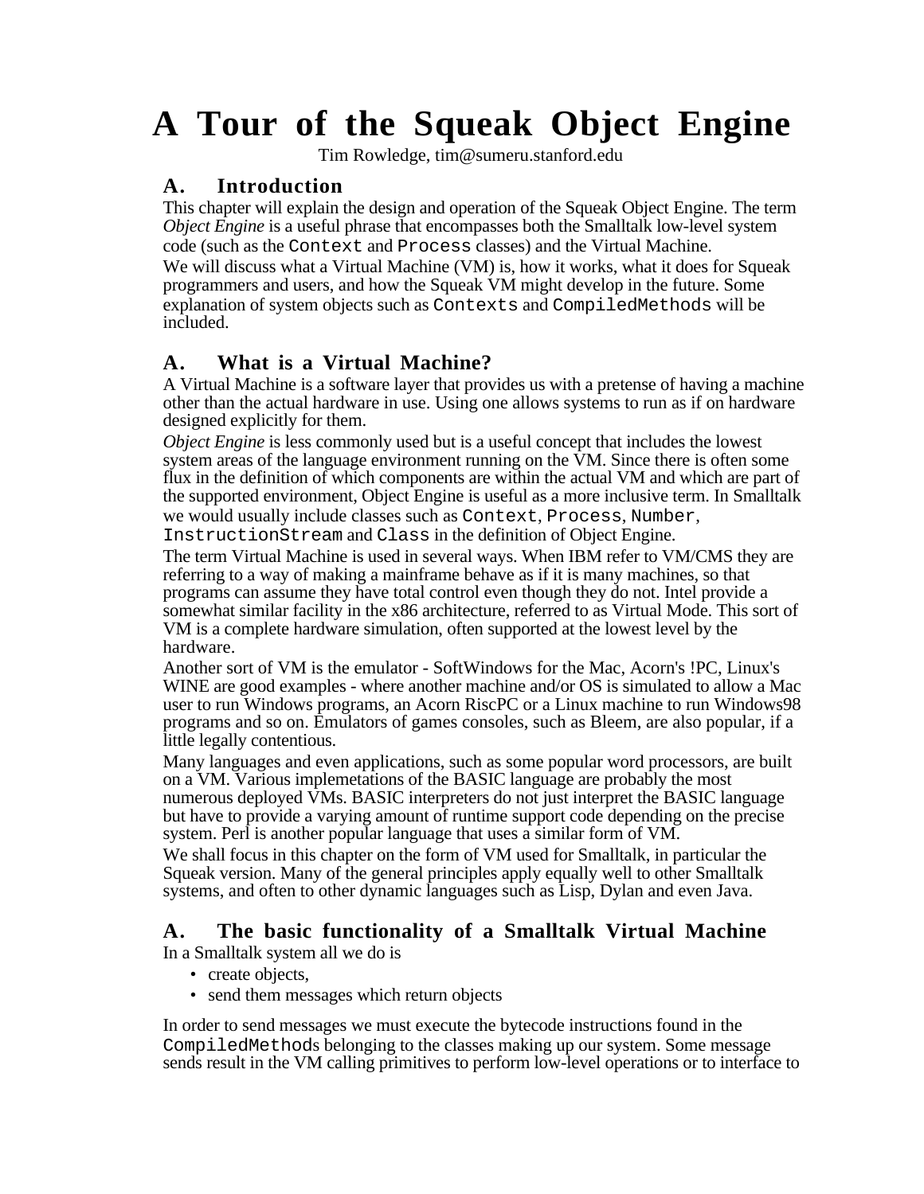# A Tour of the Squeak Object Engine

Tim Rowledge, tim@sumeru.stanford.edu

## A. Introduction

This chapter will explain the design and operation of the Squeak Object Engine. The term *Object Engine* is a useful phrase that encompasses both the Smalltalk low-level system code (such as the `Context` and `Process` classes) and the Virtual Machine.

We will discuss what a Virtual Machine (VM) is, how it works, what it does for Squeak programmers and users, and how the Squeak VM might develop in the future. Some explanation of system objects such as `Contexts` and `CompiledMethods` will be included.

## A. What is a Virtual Machine?

A Virtual Machine is a software layer that provides us with a pretense of having a machine other than the actual hardware in use. Using one allows systems to run as if on hardware designed explicitly for them.

*Object Engine* is less commonly used but is a useful concept that includes the lowest system areas of the language environment running on the VM. Since there is often some flux in the definition of which components are within the actual VM and which are part of the supported environment, Object Engine is useful as a more inclusive term. In Smalltalk we would usually include classes such as `Context`, `Process`, `Number`, `InstructionStream` and `Class` in the definition of Object Engine.

The term Virtual Machine is used in several ways. When IBM refer to VM/CMS they are referring to a way of making a mainframe behave as if it is many machines, so that programs can assume they have total control even though they do not. Intel provide a somewhat similar facility in the x86 architecture, referred to as Virtual Mode. This sort of VM is a complete hardware simulation, often supported at the lowest level by the hardware.

Another sort of VM is the emulator - SoftWindows for the Mac, Acorn's !PC, Linux's WINE are good examples - where another machine and/or OS is simulated to allow a Mac user to run Windows programs, an Acorn RiscPC or a Linux machine to run Windows98 programs and so on. Emulators of games consoles, such as Bleem, are also popular, if a little legally contentious.

Many languages and even applications, such as some popular word processors, are built on a VM. Various implemetations of the BASIC language are probably the most numerous deployed VMs. BASIC interpreters do not just interpret the BASIC language but have to provide a varying amount of runtime support code depending on the precise system. Perl is another popular language that uses a similar form of VM.

We shall focus in this chapter on the form of VM used for Smalltalk, in particular the Squeak version. Many of the general principles apply well to other Smalltalk systems, and often to other dynamic languages such as Lisp, Dylan and even Java.

## A. The basic functionality of a Smalltalk Virtual Machine

In a Smalltalk system all we do is

- create objects,
- send them messages which return objects

In order to send messages we must execute the bytecode instructions found in the `CompiledMethod`s belonging to the classes making up our system. Some message sends result in the VM calling primitives to perform low-level operations or to interface to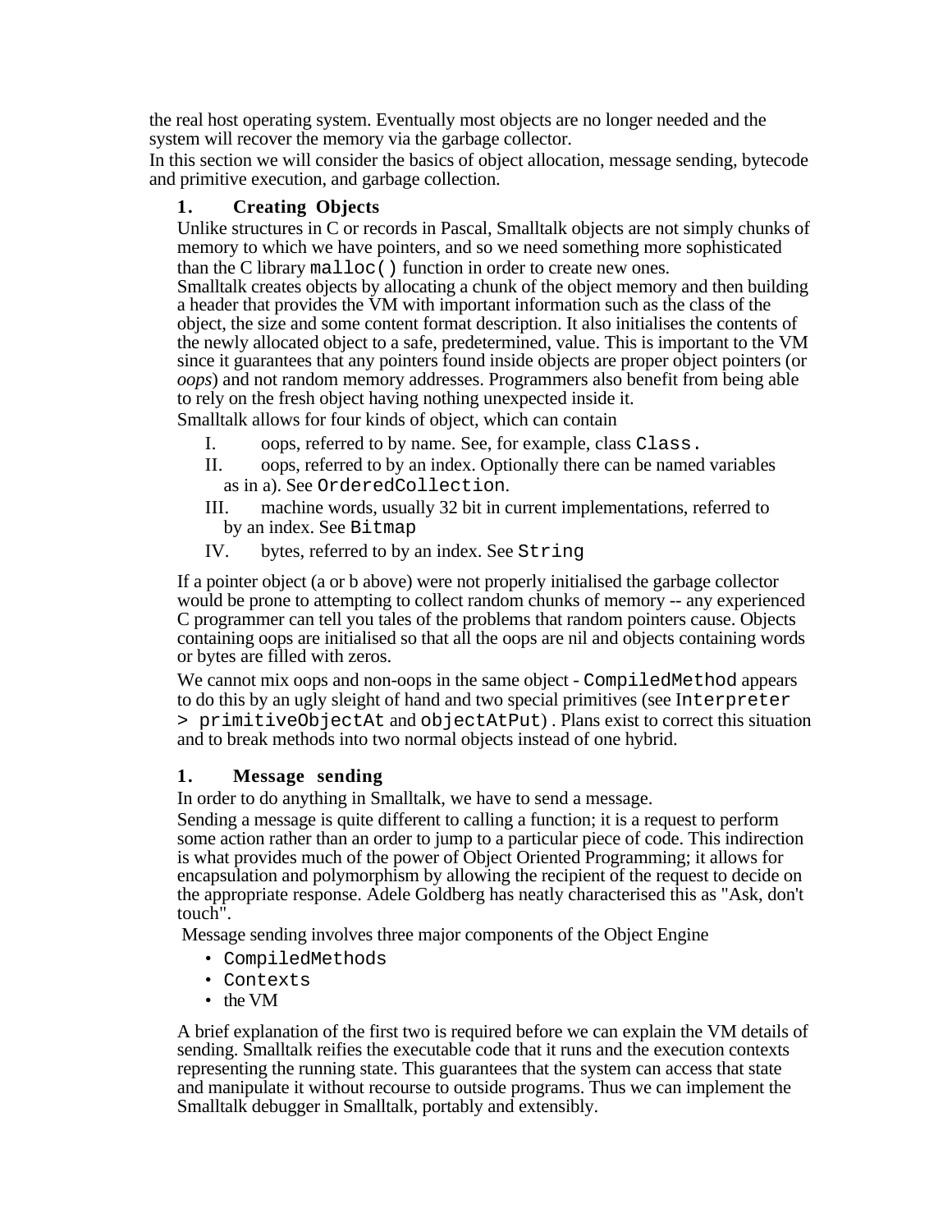the real host operating system. Eventually most objects are no longer needed and the system will recover the memory via the garbage collector.

In this section we will consider the basics of object allocation, message sending, bytecode and primitive execution, and garbage collection.

### 1. Creating Objects

Unlike structures in C or records in Pascal, Smalltalk objects are not simply chunks of memory to which we have pointers, and so we need something more sophisticated than the C library `malloc()` function in order to create new ones.

Smalltalk creates objects by allocating a chunk of the object memory and then building a header that provides the VM with important information such as the class of the object, the size and some content format description. It also initialises the contents of the newly allocated object to a safe, predetermined, value. This is important to the VM since it guarantees that any pointers found inside objects are proper object pointers (or *oops*) and not random memory addresses. Programmers also benefit from being able to rely on the fresh object having nothing unexpected inside it.

Smalltalk allows for four kinds of object, which can contain

I. oops, referred to by name. See, for example, class `Class.`

II. oops, referred to by an index. Optionally there can be named variables as in a). See `OrderedCollection`.

III. machine words, usually 32 bit in current implementations, referred to by an index. See `Bitmap`

IV. bytes, referred to by an index. See `String`

If a pointer object (a or b above) were not properly initialised the garbage collector would be prone to attempting to collect random chunks of memory -- any experienced C programmer can tell you tales of the problems that random pointers cause. Objects containing oops are initialised so that all the oops are nil and objects containing words or bytes are filled with zeros.

We cannot mix oops and non-oops in the same object - `CompiledMethod` appears to do this by an ugly sleight of hand and two special primitives (see `Interpreter > primitiveObjectAt` and `objectAtPut`) . Plans exist to correct this situation and to break methods into two normal objects instead of one hybrid.

### 1. Message sending

In order to do anything in Smalltalk, we have to send a message.

Sending a message is quite different to calling a function; it is a request to perform some action rather than an order to jump to a particular piece of code. This indirection is what provides much of the power of Object Oriented Programming; it allows for encapsulation and polymorphism by allowing the recipient of the request to decide on the appropriate response. Adele Goldberg has neatly characterised this as "Ask, don't touch".

Message sending involves three major components of the Object Engine

- `CompiledMethods`
- `Contexts`
- the VM

A brief explanation of the first two is required before we can explain the VM details of sending. Smalltalk reifies the executable code that it runs and the execution contexts representing the running state. This guarantees that the system can access that state and manipulate it without recourse to outside programs. Thus we can implement the Smalltalk debugger in Smalltalk, portably and extensibly.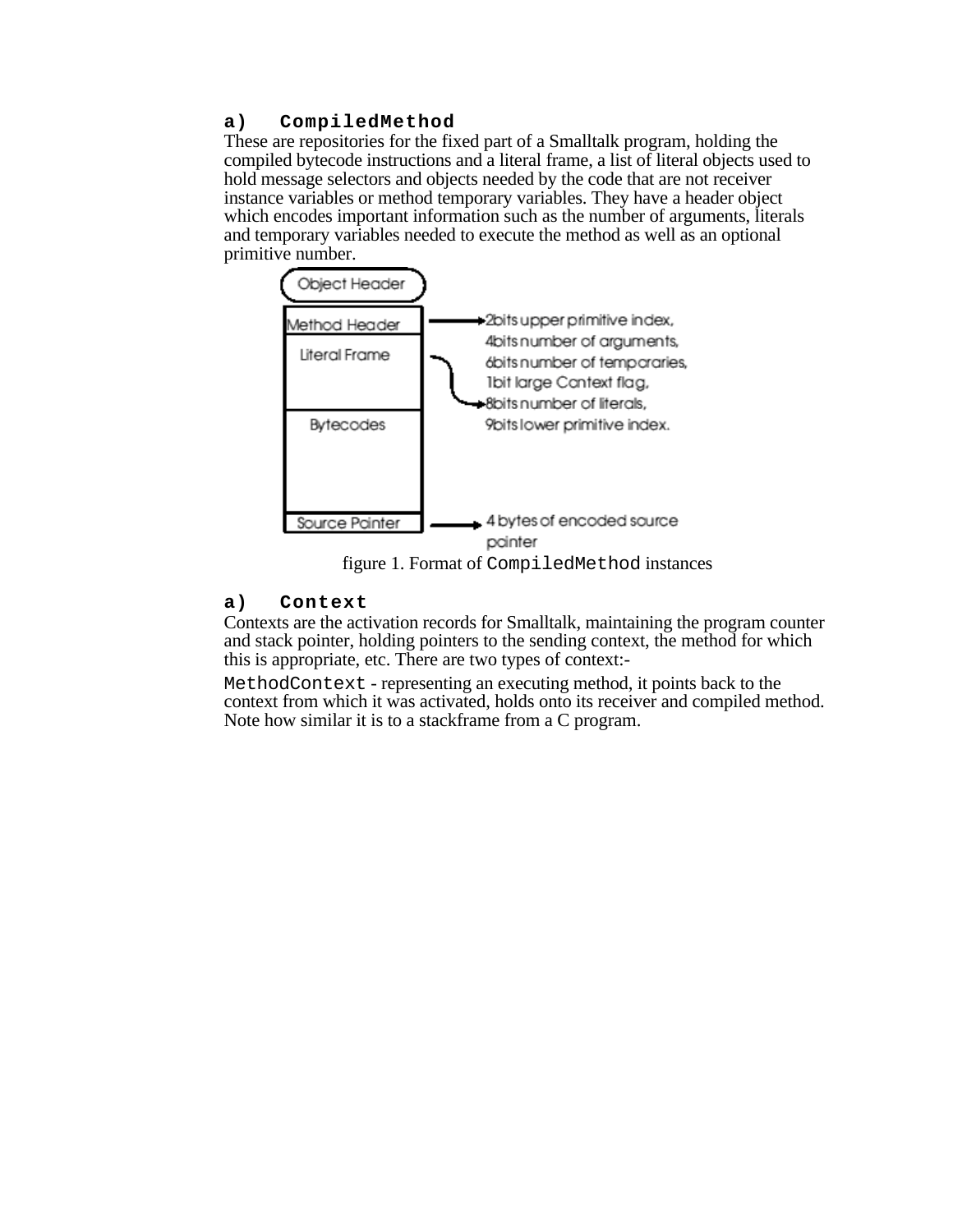### a) CompiledMethod

These are repositories for the fixed part of a Smalltalk program, holding the compiled bytecode instructions and a literal frame, a list of literal objects used to hold message selectors and objects needed by the code that are not receiver instance variables or method temporary variables. They have a header object which encodes important information such as the number of arguments, literals and temporary variables needed to execute the method as well as an optional primitive number.

Object Header

Method Header → 2bits upper primitive index, 4bits number of arguments, 6bits number of temporaries, 1bit large Context flag, 8bits number of literals, 9bits lower primitive index.

Literal Frame

Bytecodes

Source Pointer → 4 bytes of encoded source pointer

figure 1. Format of `CompiledMethod` instances

### a) Context

Contexts are the activation records for Smalltalk, maintaining the program counter and stack pointer, holding pointers to the sending context, the method for which this is appropriate, etc. There are two types of context:-

`MethodContext` - representing an executing method, it points back to the context from which it was activated, holds onto its receiver and compiled method. Note how similar it is to a stackframe from a C program.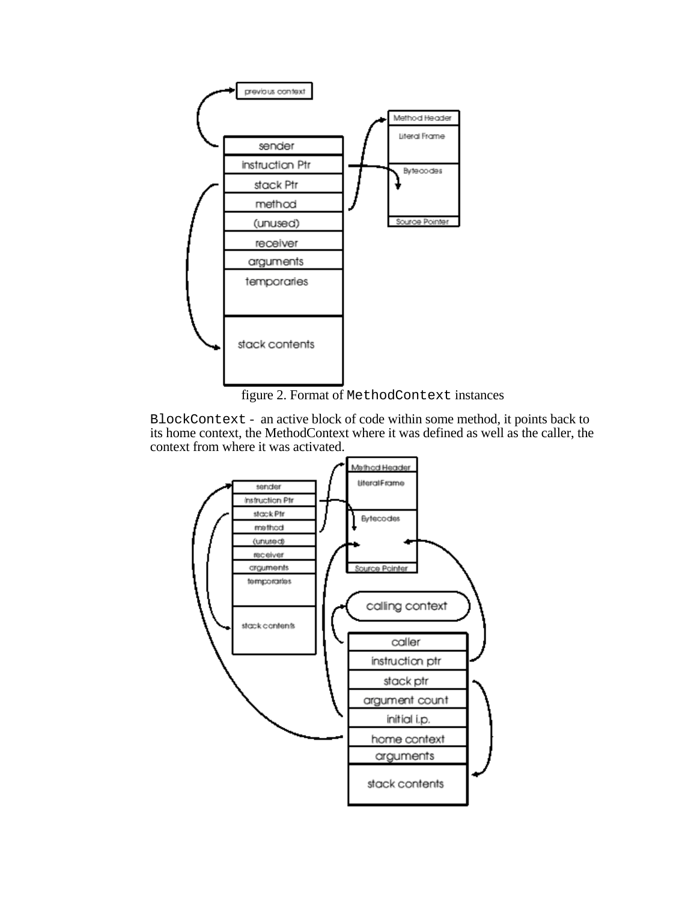figure 2. Format of `MethodContext` instances

`BlockContext` - an active block of code within some method, it points back to its home context, the MethodContext where it was defined as well as the caller, the context from where it was activated.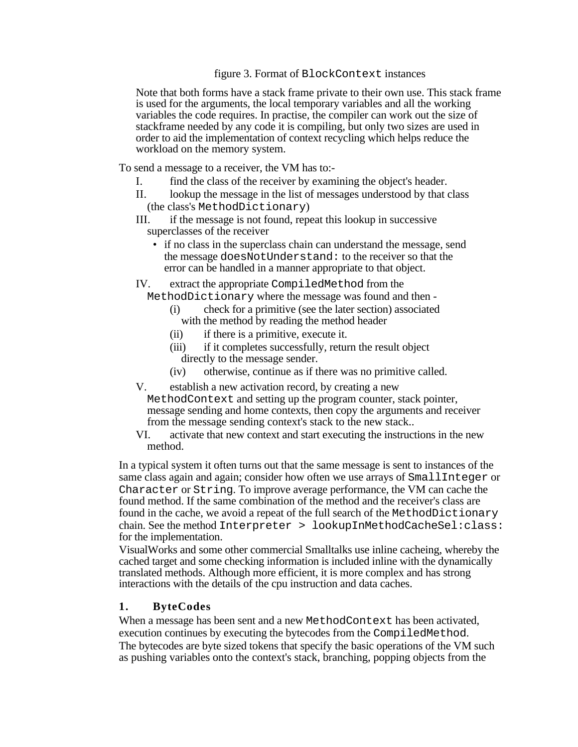figure 3. Format of `BlockContext` instances

Note that both forms have a stack frame private to their own use. This stack frame is used for the arguments, the local temporary variables and all the working variables the code requires. In practise, the compiler can work out the size of stackframe needed by any code it is compiling, but only two sizes are used in order to aid the implementation of context recycling which helps reduce the workload on the memory system.

To send a message to a receiver, the VM has to:-

I. find the class of the receiver by examining the object's header.

II. lookup the message in the list of messages understood by that class (the class's `MethodDictionary`)

III. if the message is not found, repeat this lookup in successive superclasses of the receiver
   - if no class in the superclass chain can understand the message, send the message `doesNotUnderstand:` to the receiver so that the error can be handled in a manner appropriate to that object.

IV. extract the appropriate `CompiledMethod` from the `MethodDictionary` where the message was found and then -
   (i) check for a primitive (see the later section) associated with the method by reading the method header
   (ii) if there is a primitive, execute it.
   (iii) if it completes successfully, return the result object directly to the message sender.
   (iv) otherwise, continue as if there was no primitive called.

V. establish a new activation record, by creating a new `MethodContext` and setting up the program counter, stack pointer, message sending and home contexts, then copy the arguments and receiver from the message sending context's stack to the new stack..

VI. activate that new context and start executing the instructions in the new method.

In a typical system it often turns out that the same message is sent to instances of the same class again and again; consider how often we use arrays of `SmallInteger` or `Character` or `String`. To improve average performance, the VM can cache the found method. If the same combination of the method and the receiver's class are found in the cache, we avoid a repeat of the full search of the `MethodDictionary` chain. See the method `Interpreter > lookupInMethodCacheSel:class:` for the implementation.

VisualWorks and some other commercial Smalltalks use inline cacheing, whereby the cached target and some checking information is included inline with the dynamically translated methods. Although more efficient, it is more complex and has strong interactions with the details of the cpu instruction and data caches.

## 1. ByteCodes

When a message has been sent and a new `MethodContext` has been activated, execution continues by executing the bytecodes from the `CompiledMethod`.
The bytecodes are byte sized tokens that specify the basic operations of the VM such as pushing variables onto the context's stack, branching, popping objects from the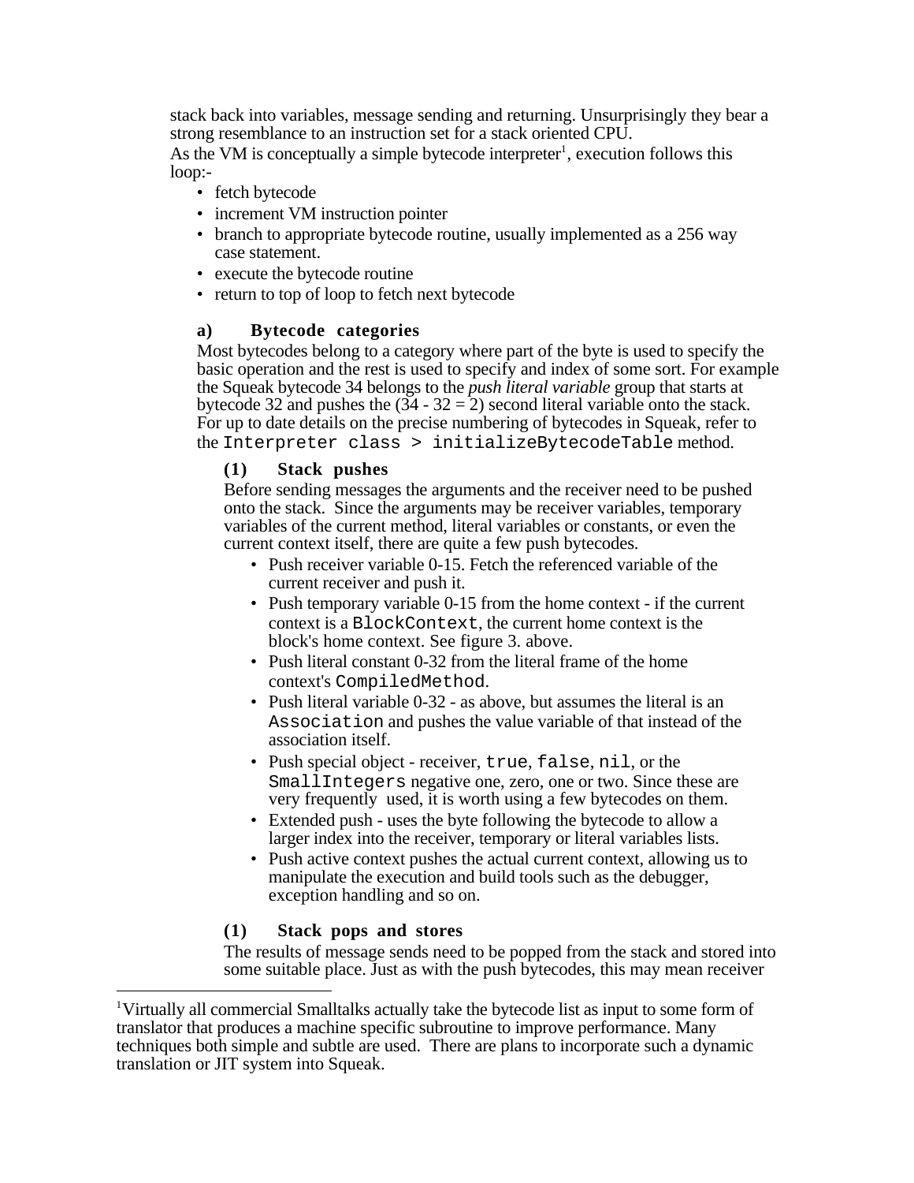stack back into variables, message sending and returning. Unsurprisingly they bear a strong resemblance to an instruction set for a stack oriented CPU.

As the VM is conceptually a simple bytecode interpreter[1], execution follows this loop:-

- fetch bytecode
- increment VM instruction pointer
- branch to appropriate bytecode routine, usually implemented as a 256 way case statement.
- execute the bytecode routine
- return to top of loop to fetch next bytecode

### a) Bytecode categories

Most bytecodes belong to a category where part of the byte is used to specify the basic operation and the rest is used to specify and index of some sort. For example the Squeak bytecode 34 belongs to the *push literal variable* group that starts at bytecode 32 and pushes the (34 - 32 = 2) second literal variable onto the stack. For up to date details on the precise numbering of bytecodes in Squeak, refer to the `Interpreter class > initializeBytecodeTable` method.

#### (1) Stack pushes

Before sending messages the arguments and the receiver need to be pushed onto the stack. Since the arguments may be receiver variables, temporary variables of the current method, literal variables or constants, or even the current context itself, there are quite a few push bytecodes.

- Push receiver variable 0-15. Fetch the referenced variable of the current receiver and push it.
- Push temporary variable 0-15 from the home context - if the current context is a `BlockContext`, the current home context is the block's home context. See figure 3. above.
- Push literal constant 0-32 from the literal frame of the home context's `CompiledMethod`.
- Push literal variable 0-32 - as above, but assumes the literal is an `Association` and pushes the value variable of that instead of the association itself.
- Push special object - receiver, `true`, `false`, `nil`, or the `SmallIntegers` negative one, zero, one or two. Since these are very frequently used, it is worth using a few bytecodes on them.
- Extended push - uses the byte following the bytecode to allow a larger index into the receiver, temporary or literal variables lists.
- Push active context pushes the actual current context, allowing us to manipulate the execution and build tools such as the debugger, exception handling and so on.

#### (1) Stack pops and stores

The results of message sends need to be popped from the stack and stored into some suitable place. Just as with the push bytecodes, this may mean receiver

---

[1] Virtually all commercial Smalltalks actually take the bytecode list as input to some form of translator that produces a machine specific subroutine to improve performance. Many techniques both simple and subtle are used. There are plans to incorporate such a dynamic translation or JIT system into Squeak.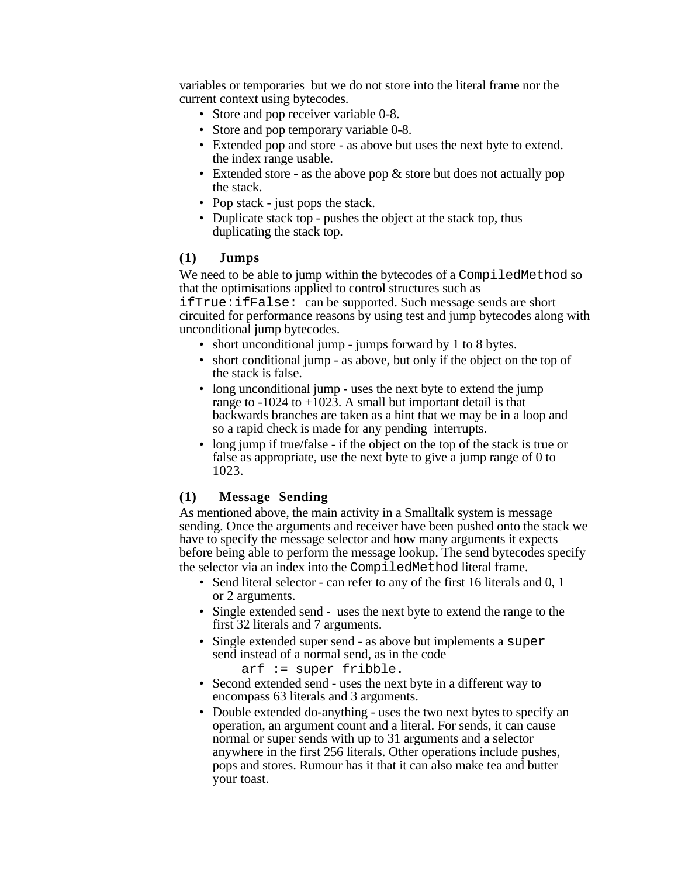variables or temporaries but we do not store into the literal frame nor the current context using bytecodes.

- Store and pop receiver variable 0-8.
- Store and pop temporary variable 0-8.
- Extended pop and store - as above but uses the next byte to extend. the index range usable.
- Extended store - as the above pop & store but does not actually pop the stack.
- Pop stack - just pops the stack.
- Duplicate stack top - pushes the object at the stack top, thus duplicating the stack top.

### (1) Jumps

We need to be able to jump within the bytecodes of a `CompiledMethod` so that the optimisations applied to control structures such as `ifTrue:ifFalse:` can be supported. Such message sends are short circuited for performance reasons by using test and jump bytecodes along with unconditional jump bytecodes.

- short unconditional jump - jumps forward by 1 to 8 bytes.
- short conditional jump - as above, but only if the object on the top of the stack is false.
- long unconditional jump - uses the next byte to extend the jump range to -1024 to +1023. A small but important detail is that backwards branches are taken as a hint that we may be in a loop and so a rapid check is made for any pending interrupts.
- long jump if true/false - if the object on the top of the stack is true or false as appropriate, use the next byte to give a jump range of 0 to 1023.

### (1) Message Sending

As mentioned above, the main activity in a Smalltalk system is message sending. Once the arguments and receiver have been pushed onto the stack we have to specify the message selector and how many arguments it expects before being able to perform the message lookup. The send bytecodes specify the selector via an index into the `CompiledMethod` literal frame.

- Send literal selector - can refer to any of the first 16 literals and 0, 1 or 2 arguments.
- Single extended send - uses the next byte to extend the range to the first 32 literals and 7 arguments.
- Single extended super send - as above but implements a `super` send instead of a normal send, as in the code

  ```
  arf := super fribble.
  ```

- Second extended send - uses the next byte in a different way to encompass 63 literals and 3 arguments.
- Double extended do-anything - uses the two next bytes to specify an operation, an argument count and a literal. For sends, it can cause normal or super sends with up to 31 arguments and a selector anywhere in the first 256 literals. Other operations include pushes, pops and stores. Rumour has it that it can also make tea and butter your toast.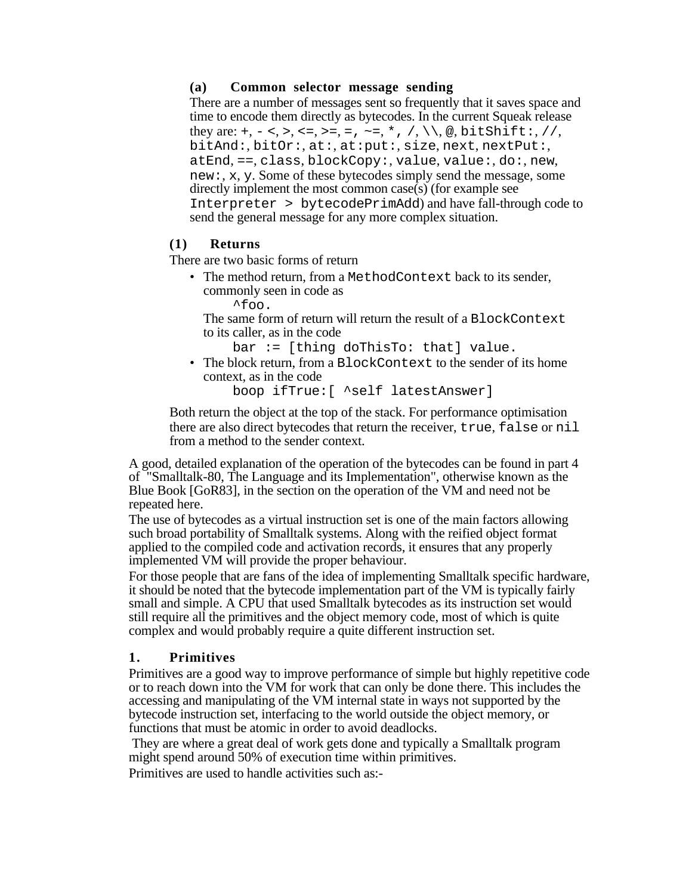#### (a) Common selector message sending

There are a number of messages sent so frequently that it saves space and time to encode them directly as bytecodes. In the current Squeak release they are: `+`, `-` `<`, `>`, `<=`, `>=`, `=`, `~=`, `*`, `/`, `\\`, `@`, `bitShift:`, `//`, `bitAnd:`, `bitOr:`, `at:`, `at:put:`, `size`, `next`, `nextPut:`, `atEnd`, `==`, `class`, `blockCopy:`, `value`, `value:`, `do:`, `new`, `new:`, `x`, `y`. Some of these bytecodes simply send the message, some directly implement the most common case(s) (for example see `Interpreter > bytecodePrimAdd`) and have fall-through code to send the general message for any more complex situation.

### (1) Returns

There are two basic forms of return

- The method return, from a `MethodContext` back to its sender, commonly seen in code as

  ```
  ^foo.
  ```

  The same form of return will return the result of a `BlockContext` to its caller, as in the code

  ```
  bar := [thing doThisTo: that] value.
  ```

- The block return, from a `BlockContext` to the sender of its home context, as in the code

  ```
  boop ifTrue:[ ^self latestAnswer]
  ```

Both return the object at the top of the stack. For performance optimisation there are also direct bytecodes that return the receiver, `true`, `false` or `nil` from a method to the sender context.

A good, detailed explanation of the operation of the bytecodes can be found in part 4 of "Smalltalk-80, The Language and its Implementation", otherwise known as the Blue Book [GoR83], in the section on the operation of the VM and need not be repeated here.

The use of bytecodes as a virtual instruction set is one of the main factors allowing such broad portability of Smalltalk systems. Along with the reified object format applied to the compiled code and activation records, it ensures that any properly implemented VM will provide the proper behaviour.

For those people that are fans of the idea of implementing Smalltalk specific hardware, it should be noted that the bytecode implementation part of the VM is typically fairly small and simple. A CPU that used Smalltalk bytecodes as its instruction set would still require all the primitives and the object memory code, most of which is quite complex and would probably require a quite different instruction set.

## 1. Primitives

Primitives are a good way to improve performance of simple but highly repetitive code or to reach down into the VM for work that can only be done there. This includes the accessing and manipulating of the VM internal state in ways not supported by the bytecode instruction set, interfacing to the world outside the object memory, or functions that must be atomic in order to avoid deadlocks.

They are where a great deal of work gets done and typically a Smalltalk program might spend around 50% of execution time within primitives.

Primitives are used to handle activities such as:-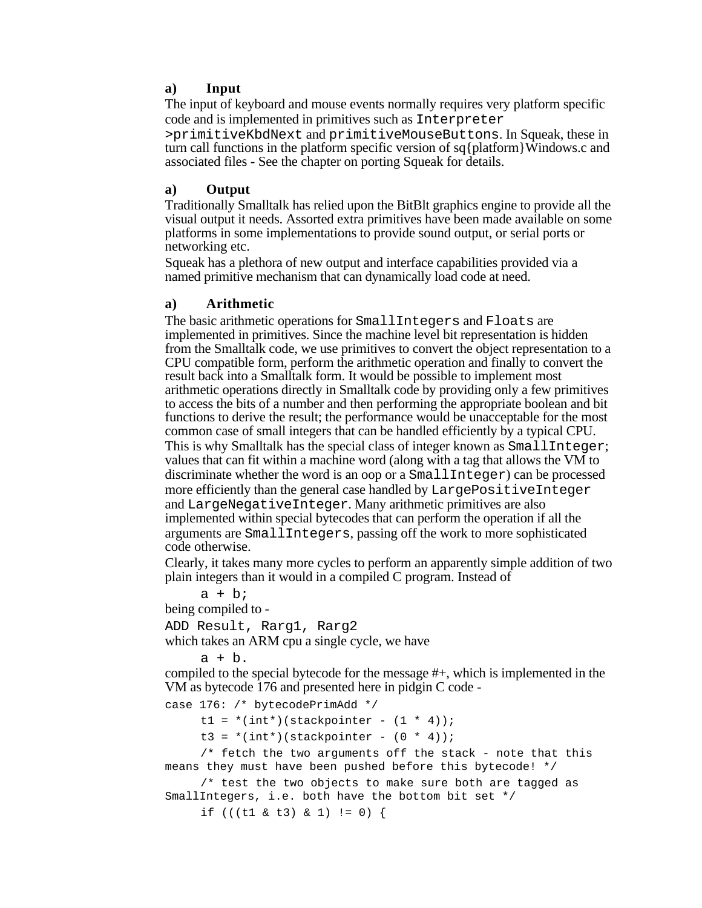#### a) Input

The input of keyboard and mouse events normally requires very platform specific code and is implemented in primitives such as `Interpreter >primitiveKbdNext` and `primitiveMouseButtons`. In Squeak, these in turn call functions in the platform specific version of sq{platform}Windows.c and associated files - See the chapter on porting Squeak for details.

#### a) Output

Traditionally Smalltalk has relied upon the BitBlt graphics engine to provide all the visual output it needs. Assorted extra primitives have been made available on some platforms in some implementations to provide sound output, or serial ports or networking etc.

Squeak has a plethora of new output and interface capabilities provided via a named primitive mechanism that can dynamically load code at need.

#### a) Arithmetic

The basic arithmetic operations for `SmallIntegers` and `Floats` are implemented in primitives. Since the machine level bit representation is hidden from the Smalltalk code, we use primitives to convert the object representation to a CPU compatible form, perform the arithmetic operation and finally to convert the result back into a Smalltalk form. It would be possible to implement most arithmetic operations directly in Smalltalk code by providing only a few primitives to access the bits of a number and then performing the appropriate boolean and bit functions to derive the result; the performance would be unacceptable for the most common case of small integers that can be handled efficiently by a typical CPU. This is why Smalltalk has the special class of integer known as `SmallInteger`; values that can fit within a machine word (along with a tag that allows the VM to discriminate whether the word is an oop or a `SmallInteger`) can be processed more efficiently than the general case handled by `LargePositiveInteger` and `LargeNegativeInteger`. Many arithmetic primitives are also implemented within special bytecodes that can perform the operation if all the arguments are `SmallIntegers`, passing off the work to more sophisticated code otherwise.

Clearly, it takes many more cycles to perform an apparently simple addition of two plain integers than it would in a compiled C program. Instead of

```
a + b;
```

being compiled to -

```
ADD Result, Rarg1, Rarg2
```

which takes an ARM cpu a single cycle, we have

```
a + b.
```

compiled to the special bytecode for the message #+, which is implemented in the VM as bytecode 176 and presented here in pidgin C code -

```
case 176: /* bytecodePrimAdd */
	t1 = *(int*)(stackpointer - (1 * 4));
	t3 = *(int*)(stackpointer - (0 * 4));
	/* fetch the two arguments off the stack - note that this means they must have been pushed before this bytecode! */
	/* test the two objects to make sure both are tagged as SmallIntegers, i.e. both have the bottom bit set */
	if (((t1 & t3) & 1) != 0) {
```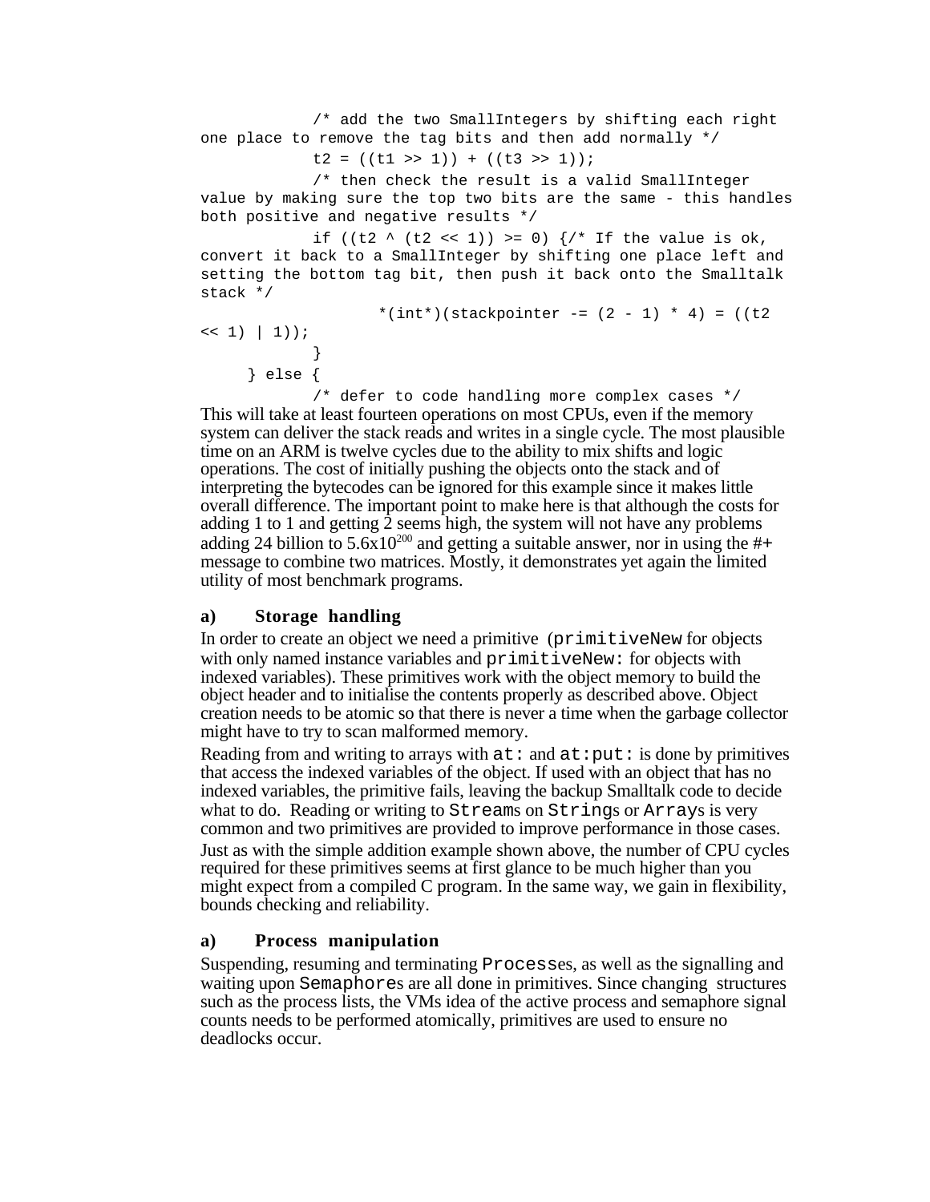```
            /* add the two SmallIntegers by shifting each right
one place to remove the tag bits and then add normally */
            t2 = ((t1 >> 1)) + ((t3 >> 1));
            /* then check the result is a valid SmallInteger
value by making sure the top two bits are the same - this handles
both positive and negative results */
            if ((t2 ^ (t2 << 1)) >= 0) {/* If the value is ok,
convert it back to a SmallInteger by shifting one place left and
setting the bottom tag bit, then push it back onto the Smalltalk
stack */
                  *(int*)(stackpointer -= (2 - 1) * 4) = ((t2
<< 1) | 1));
            }
      } else {
            /* defer to code handling more complex cases */
```

This will take at least fourteen operations on most CPUs, even if the memory system can deliver the stack reads and writes in a single cycle. The most plausible time on an ARM is twelve cycles due to the ability to mix shifts and logic operations. The cost of initially pushing the objects onto the stack and of interpreting the bytecodes can be ignored for this example since it makes little overall difference. The important point to make here is that although the costs for adding 1 to 1 and getting 2 seems high, the system will not have any problems adding 24 billion to $5.6 \times 10^{200}$ and getting a suitable answer, nor in using the #+ message to combine two matrices. Mostly, it demonstrates yet again the limited utility of most benchmark programs.

### a) Storage handling

In order to create an object we need a primitive (`primitiveNew` for objects with only named instance variables and `primitiveNew:` for objects with indexed variables). These primitives work with the object memory to build the object header and to initialise the contents properly as described above. Object creation needs to be atomic so that there is never a time when the garbage collector might have to try to scan malformed memory.

Reading from and writing to arrays with `at:` and `at:put:` is done by primitives that access the indexed variables of the object. If used with an object that has no indexed variables, the primitive fails, leaving the backup Smalltalk code to decide what to do. Reading or writing to `Stream`s on `String`s or `Array`s is very common and two primitives are provided to improve performance in those cases.

Just as with the simple addition example shown above, the number of CPU cycles required for these primitives seems at first glance to be much higher than you might expect from a compiled C program. In the same way, we gain in flexibility, bounds checking and reliability.

### a) Process manipulation

Suspending, resuming and terminating `Process`es, as well as the signalling and waiting upon `Semaphore`s are all done in primitives. Since changing structures such as the process lists, the VMs idea of the active process and semaphore signal counts needs to be performed atomically, primitives are used to ensure no deadlocks occur.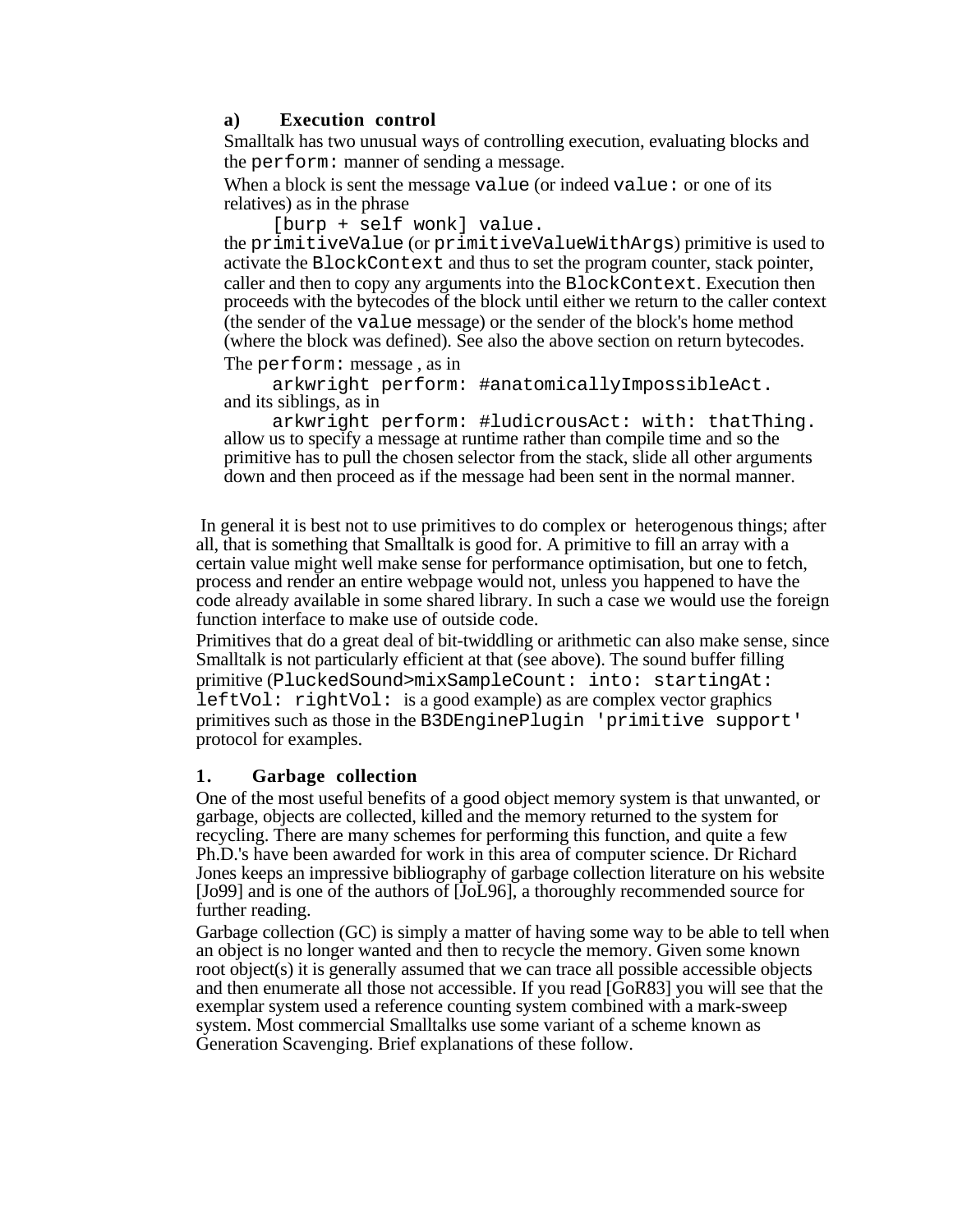### a) Execution control

Smalltalk has two unusual ways of controlling execution, evaluating blocks and the `perform:` manner of sending a message.

When a block is sent the message `value` (or indeed `value:` or one of its relatives) as in the phrase

```
[burp + self wonk] value.
```

the `primitiveValue` (or `primitiveValueWithArgs`) primitive is used to activate the `BlockContext` and thus to set the program counter, stack pointer, caller and then to copy any arguments into the `BlockContext`. Execution then proceeds with the bytecodes of the block until either we return to the caller context (the sender of the `value` message) or the sender of the block's home method (where the block was defined). See also the above section on return bytecodes.

The `perform:` message , as in

```
arkwright perform: #anatomicallyImpossibleAct.
```

and its siblings, as in

```
arkwright perform: #ludicrousAct: with: thatThing.
```

allow us to specify a message at runtime rather than compile time and so the primitive has to pull the chosen selector from the stack, slide all other arguments down and then proceed as if the message had been sent in the normal manner.

In general it is best not to use primitives to do complex or heterogenous things; after all, that is something that Smalltalk is good for. A primitive to fill an array with a certain value might well make sense for performance optimisation, but one to fetch, process and render an entire webpage would not, unless you happened to have the code already available in some shared library. In such a case we would use the foreign function interface to make use of outside code.

Primitives that do a great deal of bit-twiddling or arithmetic can also make sense, since Smalltalk is not particularly efficient at that (see above). The sound buffer filling primitive (`PluckedSound>mixSampleCount: into: startingAt: leftVol: rightVol:` is a good example) as are complex vector graphics primitives such as those in the `B3DEnginePlugin 'primitive support'` protocol for examples.

## 1. Garbage collection

One of the most useful benefits of a good object memory system is that unwanted, or garbage, objects are collected, killed and the memory returned to the system for recycling. There are many schemes for performing this function, and quite a few Ph.D.'s have been awarded for work in this area of computer science. Dr Richard Jones keeps an impressive bibliography of garbage collection literature on his website [Jo99] and is one of the authors of [JoL96], a thoroughly recommended source for further reading.

Garbage collection (GC) is simply a matter of having some way to be able to tell when an object is no longer wanted and then to recycle the memory. Given some known root object(s) it is generally assumed that we can trace all possible accessible objects and then enumerate all those not accessible. If you read [GoR83] you will see that the exemplar system used a reference counting system combined with a mark-sweep system. Most commercial Smalltalks use some variant of a scheme known as Generation Scavenging. Brief explanations of these follow.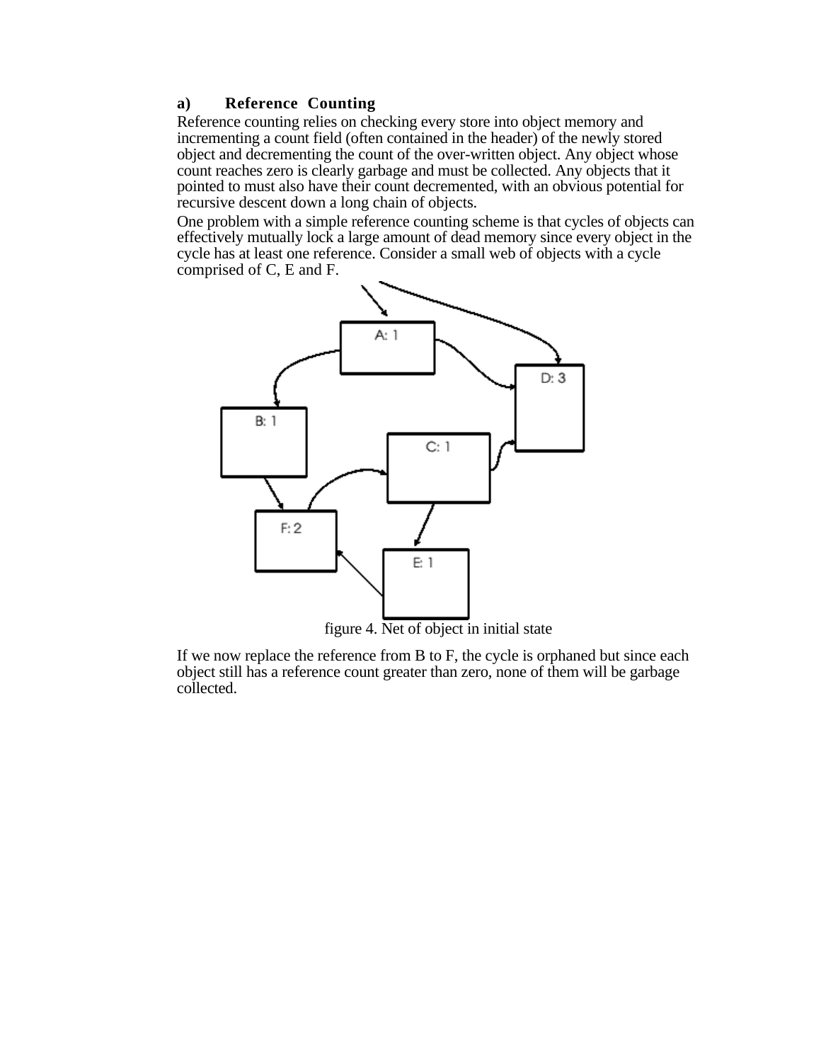### a) Reference Counting

Reference counting relies on checking every store into object memory and incrementing a count field (often contained in the header) of the newly stored object and decrementing the count of the over-written object. Any object whose count reaches zero is clearly garbage and must be collected. Any objects that it pointed to must also have their count decremented, with an obvious potential for recursive descent down a long chain of objects.

One problem with a simple reference counting scheme is that cycles of objects can effectively mutually lock a large amount of dead memory since every object in the cycle has at least one reference. Consider a small web of objects with a cycle comprised of C, E and F.

figure 4. Net of object in initial state

If we now replace the reference from B to F, the cycle is orphaned but since each object still has a reference count greater than zero, none of them will be garbage collected.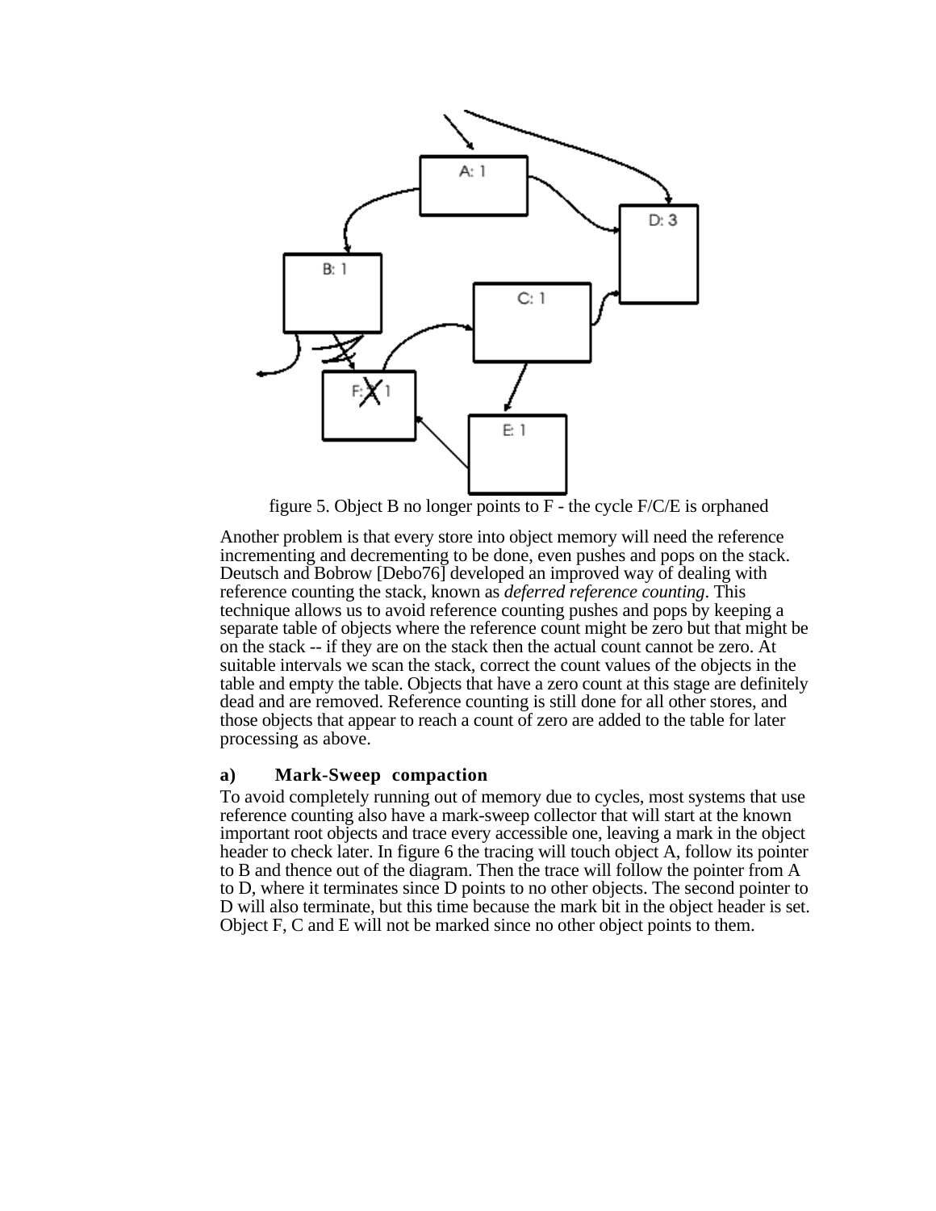figure 5. Object B no longer points to F - the cycle F/C/E is orphaned

Another problem is that every store into object memory will need the reference incrementing and decrementing to be done, even pushes and pops on the stack. Deutsch and Bobrow [Debo76] developed an improved way of dealing with reference counting the stack, known as *deferred reference counting*. This technique allows us to avoid reference counting pushes and pops by keeping a separate table of objects where the reference count might be zero but that might be on the stack -- if they are on the stack then the actual count cannot be zero. At suitable intervals we scan the stack, correct the count values of the objects in the table and empty the table. Objects that have a zero count at this stage are definitely dead and are removed. Reference counting is still done for all other stores, and those objects that appear to reach a count of zero are added to the table for later processing as above.

### a) Mark-Sweep compaction

To avoid completely running out of memory due to cycles, most systems that use reference counting also have a mark-sweep collector that will start at the known important root objects and trace every accessible one, leaving a mark in the object header to check later. In figure 6 the tracing will touch object A, follow its pointer to B and thence out of the diagram. Then the trace will follow the pointer from A to D, where it terminates since D points to no other objects. The second pointer to D will also terminate, but this time because the mark bit in the object header is set. Object F, C and E will not be marked since no other object points to them.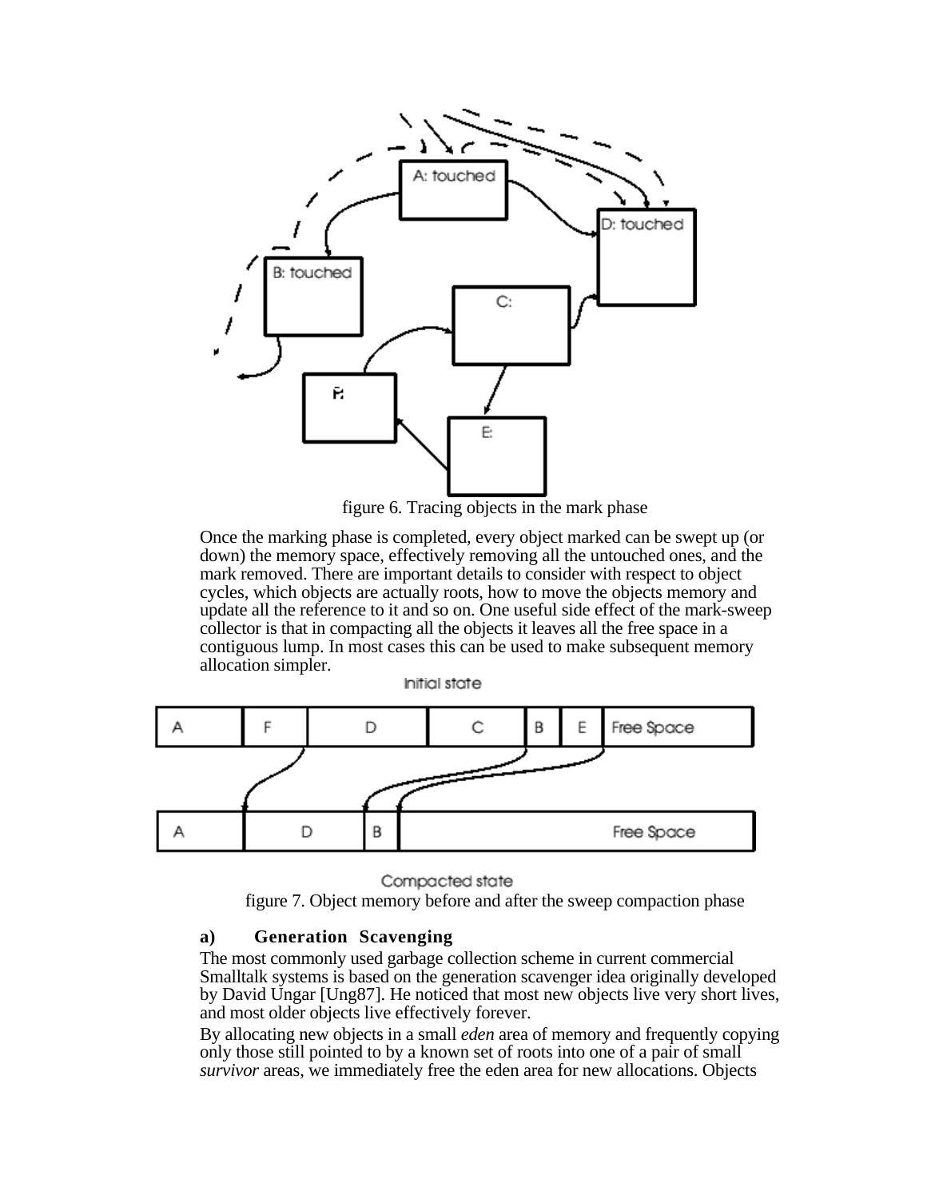figure 6. Tracing objects in the mark phase

Once the marking phase is completed, every object marked can be swept up (or down) the memory space, effectively removing all the untouched ones, and the mark removed. There are important details to consider with respect to object cycles, which objects are actually roots, how to move the objects memory and update all the reference to it and so on. One useful side effect of the mark-sweep collector is that in compacting all the objects it leaves all the free space in a contiguous lump. In most cases this can be used to make subsequent memory allocation simpler.

figure 7. Object memory before and after the sweep compaction phase

### a) Generation Scavenging

The most commonly used garbage collection scheme in current commercial Smalltalk systems is based on the generation scavenger idea originally developed by David Ungar [Ung87]. He noticed that most new objects live very short lives, and most older objects live effectively forever.

By allocating new objects in a small *eden* area of memory and frequently copying only those still pointed to by a known set of roots into one of a pair of small *survivor* areas, we immediately free the eden area for new allocations. Objects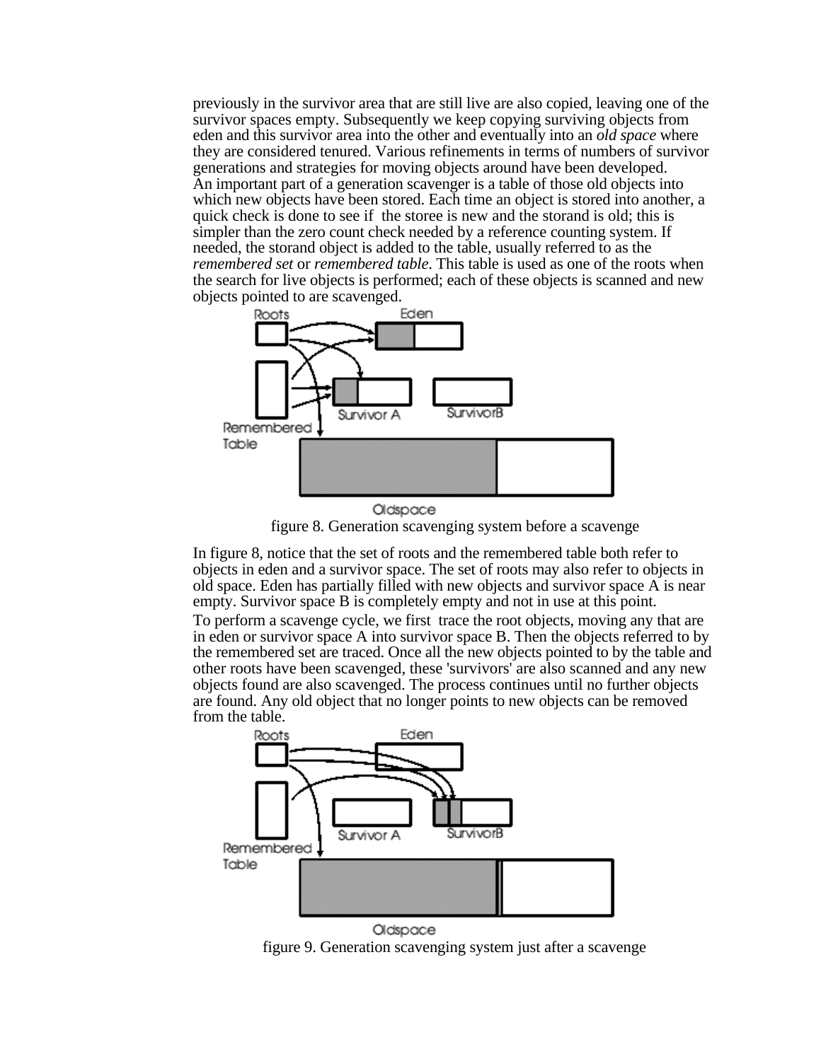previously in the survivor area that are still live are also copied, leaving one of the survivor spaces empty. Subsequently we keep copying surviving objects from eden and this survivor area into the other and eventually into an *old space* where they are considered tenured. Various refinements in terms of numbers of survivor generations and strategies for moving objects around have been developed.
An important part of a generation scavenger is a table of those old objects into which new objects have been stored. Each time an object is stored into another, a quick check is done to see if the storee is new and the storand is old; this is simpler than the zero count check needed by a reference counting system. If needed, the storand object is added to the table, usually referred to as the *remembered set* or *remembered table*. This table is used as one of the roots when the search for live objects is performed; each of these objects is scanned and new objects pointed to are scavenged.

Roots
Eden
Survivor A
SurvivorB
Remembered Table
Oldspace

figure 8. Generation scavenging system before a scavenge

In figure 8, notice that the set of roots and the remembered table both refer to objects in eden and a survivor space. The set of roots may also refer to objects in old space. Eden has partially filled with new objects and survivor space A is near empty. Survivor space B is completely empty and not in use at this point.
To perform a scavenge cycle, we first trace the root objects, moving any that are in eden or survivor space A into survivor space B. Then the objects referred to by the remembered set are traced. Once all the new objects pointed to by the table and other roots have been scavenged, these 'survivors' are also scanned and any new objects found are also scavenged. The process continues until no further objects are found. Any old object that no longer points to new objects can be removed from the table.

Roots
Eden
Survivor A
SurvivorB
Remembered Table
Oldspace

figure 9. Generation scavenging system just after a scavenge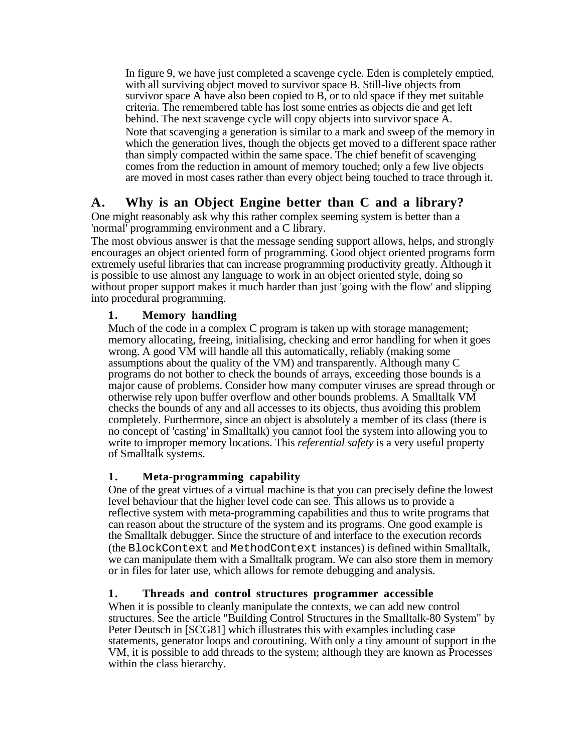In figure 9, we have just completed a scavenge cycle. Eden is completely emptied, with all surviving object moved to survivor space B. Still-live objects from survivor space A have also been copied to B, or to old space if they met suitable criteria. The remembered table has lost some entries as objects die and get left behind. The next scavenge cycle will copy objects into survivor space A.

Note that scavenging a generation is similar to a mark and sweep of the memory in which the generation lives, though the objects get moved to a different space rather than simply compacted within the same space. The chief benefit of scavenging comes from the reduction in amount of memory touched; only a few live objects are moved in most cases rather than every object being touched to trace through it.

## A. Why is an Object Engine better than C and a library?

One might reasonably ask why this rather complex seeming system is better than a 'normal' programming environment and a C library.

The most obvious answer is that the message sending support allows, helps, and strongly encourages an object oriented form of programming. Good object oriented programs form extremely useful libraries that can increase programming productivity greatly. Although it is possible to use almost any language to work in an object oriented style, doing so without proper support makes it much harder than just 'going with the flow' and slipping into procedural programming.

### 1. Memory handling

Much of the code in a complex C program is taken up with storage management; memory allocating, freeing, initialising, checking and error handling for when it goes wrong. A good VM will handle all this automatically, reliably (making some assumptions about the quality of the VM) and transparently. Although many C programs do not bother to check the bounds of arrays, exceeding those bounds is a major cause of problems. Consider how many computer viruses are spread through or otherwise rely upon buffer overflow and other bounds problems. A Smalltalk VM checks the bounds of any and all accesses to its objects, thus avoiding this problem completely. Furthermore, since an object is absolutely a member of its class (there is no concept of 'casting' in Smalltalk) you cannot fool the system into allowing you to write to improper memory locations. This *referential safety* is a very useful property of Smalltalk systems.

### 1. Meta-programming capability

One of the great virtues of a virtual machine is that you can precisely define the lowest level behaviour that the higher level code can see. This allows us to provide a reflective system with meta-programming capabilities and thus to write programs that can reason about the structure of the system and its programs. One good example is the Smalltalk debugger. Since the structure of and interface to the execution records (the `BlockContext` and `MethodContext` instances) is defined within Smalltalk, we can manipulate them with a Smalltalk program. We can also store them in memory or in files for later use, which allows for remote debugging and analysis.

### 1. Threads and control structures programmer accessible

When it is possible to cleanly manipulate the contexts, we can add new control structures. See the article "Building Control Structures in the Smalltalk-80 System" by Peter Deutsch in [SCG81] which illustrates this with examples including case statements, generator loops and coroutining. With only a tiny amount of support in the VM, it is possible to add threads to the system; although they are known as Processes within the class hierarchy.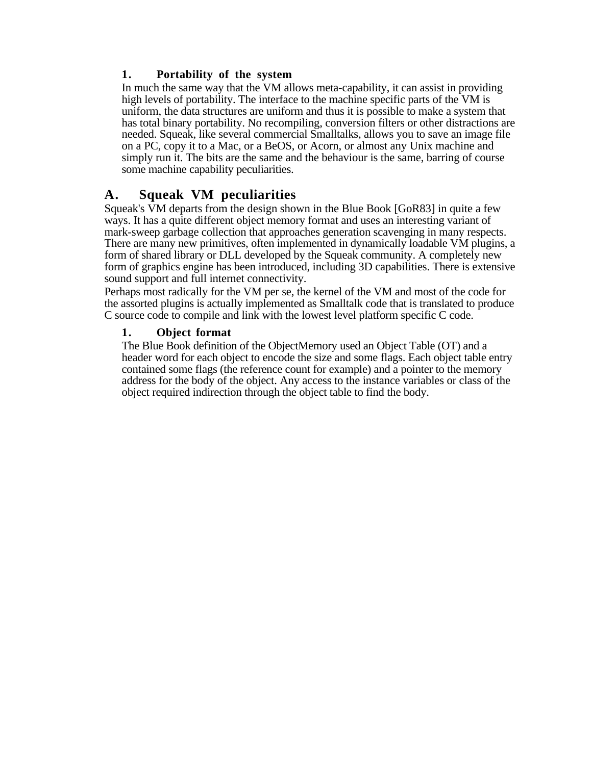### 1. Portability of the system

In much the same way that the VM allows meta-capability, it can assist in providing high levels of portability. The interface to the machine specific parts of the VM is uniform, the data structures are uniform and thus it is possible to make a system that has total binary portability. No recompiling, conversion filters or other distractions are needed. Squeak, like several commercial Smalltalks, allows you to save an image file on a PC, copy it to a Mac, or a BeOS, or Acorn, or almost any Unix machine and simply run it. The bits are the same and the behaviour is the same, barring of course some machine capability peculiarities.

## A. Squeak VM peculiarities

Squeak's VM departs from the design shown in the Blue Book [GoR83] in quite a few ways. It has a quite different object memory format and uses an interesting variant of mark-sweep garbage collection that approaches generation scavenging in many respects. There are many new primitives, often implemented in dynamically loadable VM plugins, a form of shared library or DLL developed by the Squeak community. A completely new form of graphics engine has been introduced, including 3D capabilities. There is extensive sound support and full internet connectivity.

Perhaps most radically for the VM per se, the kernel of the VM and most of the code for the assorted plugins is actually implemented as Smalltalk code that is translated to produce C source code to compile and link with the lowest level platform specific C code.

### 1. Object format

The Blue Book definition of the ObjectMemory used an Object Table (OT) and a header word for each object to encode the size and some flags. Each object table entry contained some flags (the reference count for example) and a pointer to the memory address for the body of the object. Any access to the instance variables or class of the object required indirection through the object table to find the body.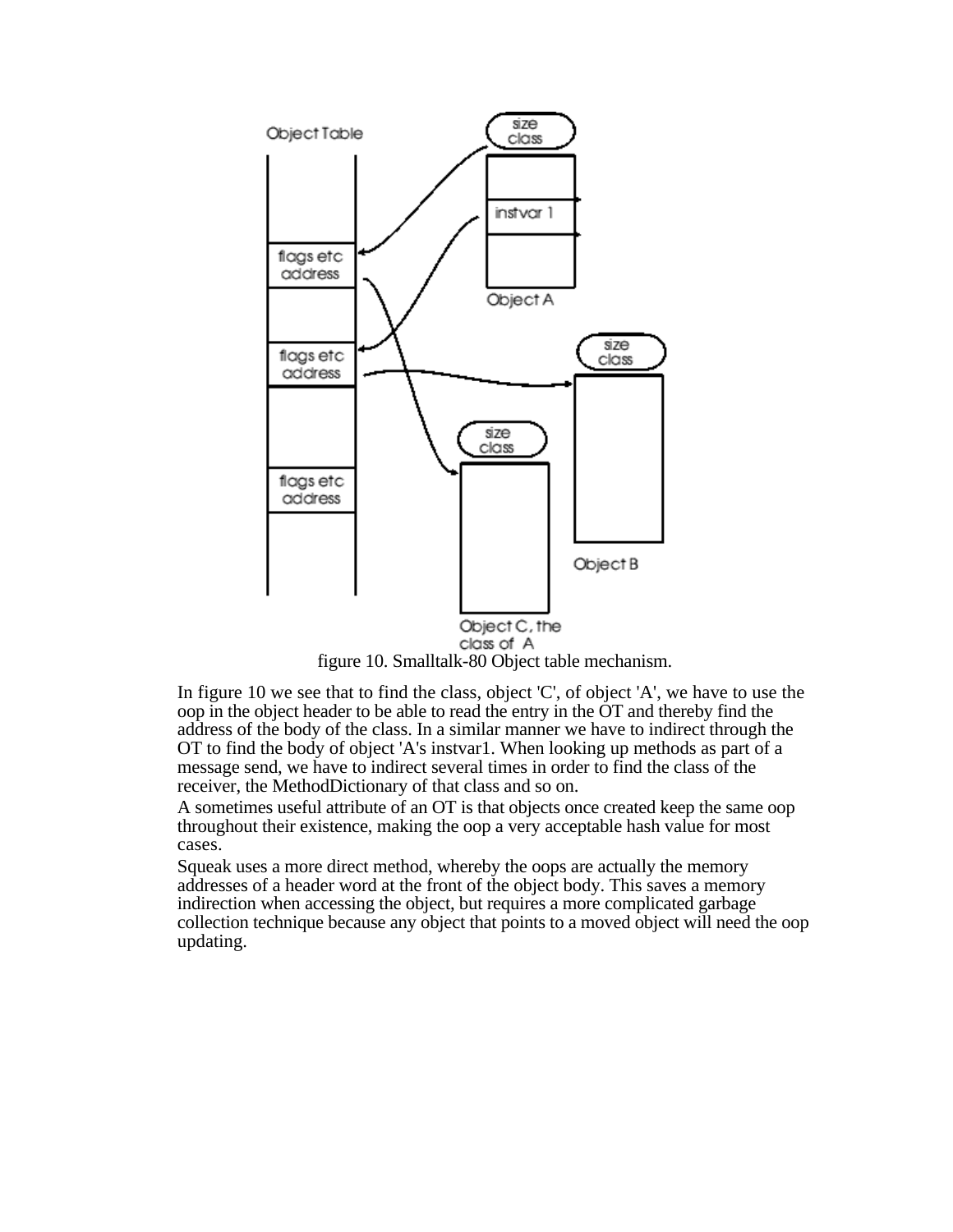figure 10. Smalltalk-80 Object table mechanism.

In figure 10 we see that to find the class, object 'C', of object 'A', we have to use the oop in the object header to be able to read the entry in the OT and thereby find the address of the body of the class. In a similar manner we have to indirect through the OT to find the body of object 'A's instvar1. When looking up methods as part of a message send, we have to indirect several times in order to find the class of the receiver, the MethodDictionary of that class and so on.

A sometimes useful attribute of an OT is that objects once created keep the same oop throughout their existence, making the oop a very acceptable hash value for most cases.

Squeak uses a more direct method, whereby the oops are actually the memory addresses of a header word at the front of the object body. This saves a memory indirection when accessing the object, but requires a more complicated garbage collection technique because any object that points to a moved object will need the oop updating.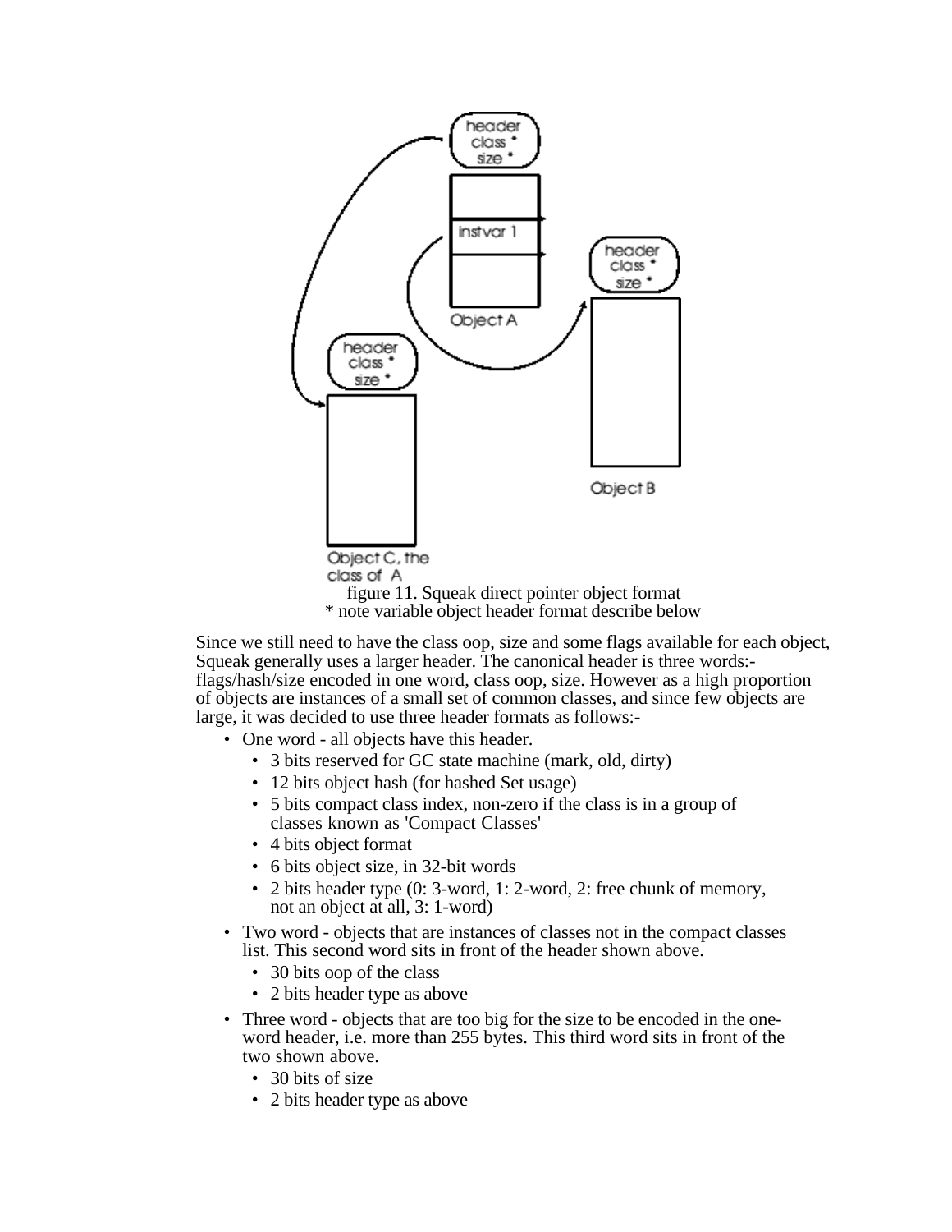figure 11. Squeak direct pointer object format
* note variable object header format describe below

Since we still need to have the class oop, size and some flags available for each object, Squeak generally uses a larger header. The canonical header is three words:- flags/hash/size encoded in one word, class oop, size. However as a high proportion of objects are instances of a small set of common classes, and since few objects are large, it was decided to use three header formats as follows:-

- One word - all objects have this header.
  - 3 bits reserved for GC state machine (mark, old, dirty)
  - 12 bits object hash (for hashed Set usage)
  - 5 bits compact class index, non-zero if the class is in a group of classes known as 'Compact Classes'
  - 4 bits object format
  - 6 bits object size, in 32-bit words
  - 2 bits header type (0: 3-word, 1: 2-word, 2: free chunk of memory, not an object at all, 3: 1-word)
- Two word - objects that are instances of classes not in the compact classes list. This second word sits in front of the header shown above.
  - 30 bits oop of the class
  - 2 bits header type as above
- Three word - objects that are too big for the size to be encoded in the one-word header, i.e. more than 255 bytes. This third word sits in front of the two shown above.
  - 30 bits of size
  - 2 bits header type as above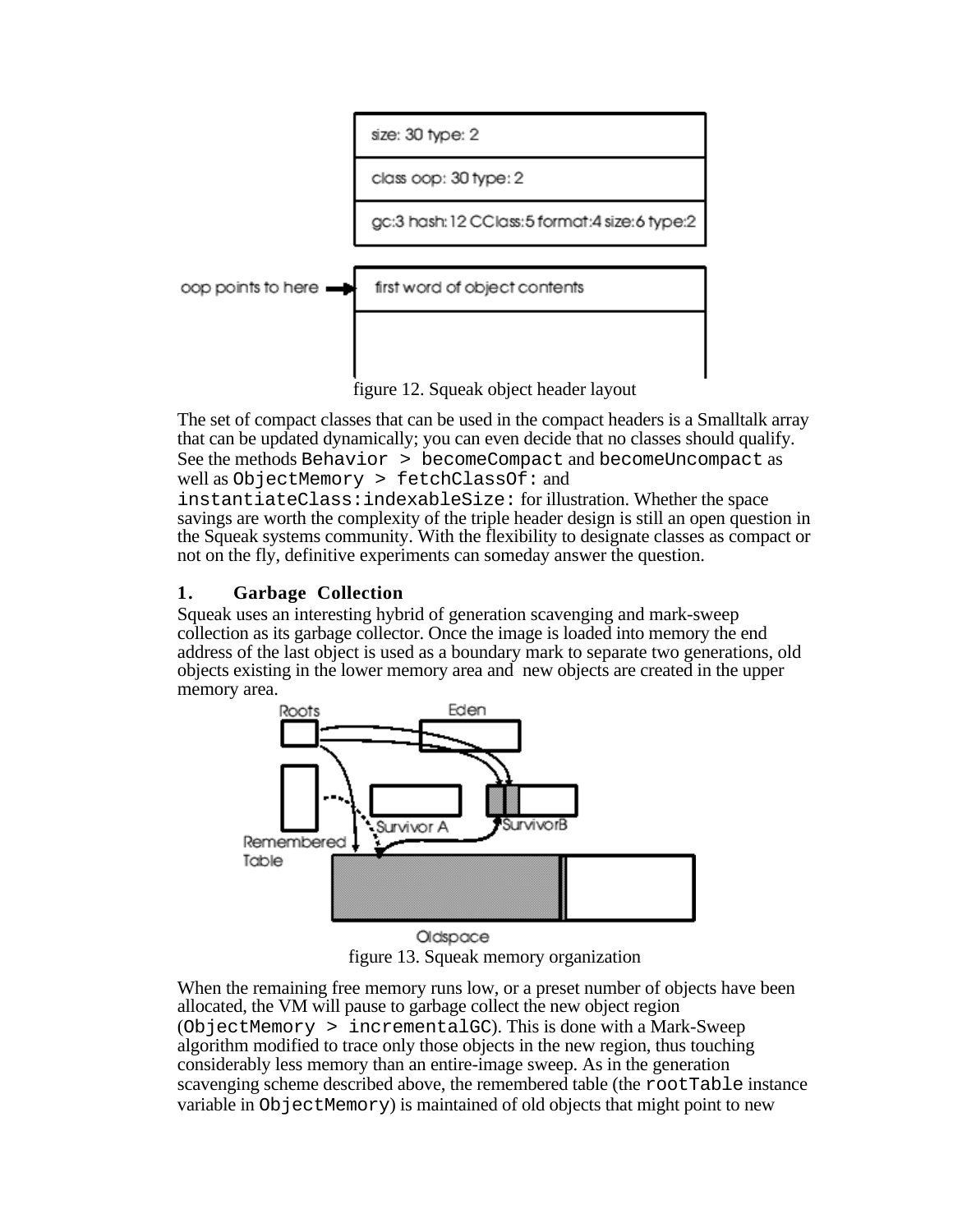figure 12. Squeak object header layout

The set of compact classes that can be used in the compact headers is a Smalltalk array that can be updated dynamically; you can even decide that no classes should qualify. See the methods `Behavior > becomeCompact` and `becomeUncompact` as well as `ObjectMemory > fetchClassOf:` and `instantiateClass:indexableSize:` for illustration. Whether the space savings are worth the complexity of the triple header design is still an open question in the Squeak systems community. With the flexibility to designate classes as compact or not on the fly, definitive experiments can someday answer the question.

## 1. Garbage Collection

Squeak uses an interesting hybrid of generation scavenging and mark-sweep collection as its garbage collector. Once the image is loaded into memory the end address of the last object is used as a boundary mark to separate two generations, old objects existing in the lower memory area and new objects are created in the upper memory area.

figure 13. Squeak memory organization

When the remaining free memory runs low, or a preset number of objects have been allocated, the VM will pause to garbage collect the new object region (`ObjectMemory > incrementalGC`). This is done with a Mark-Sweep algorithm modified to trace only those objects in the new region, thus touching considerably less memory than an entire-image sweep. As in the generation scavenging scheme described above, the remembered table (the `rootTable` instance variable in `ObjectMemory`) is maintained of old objects that might point to new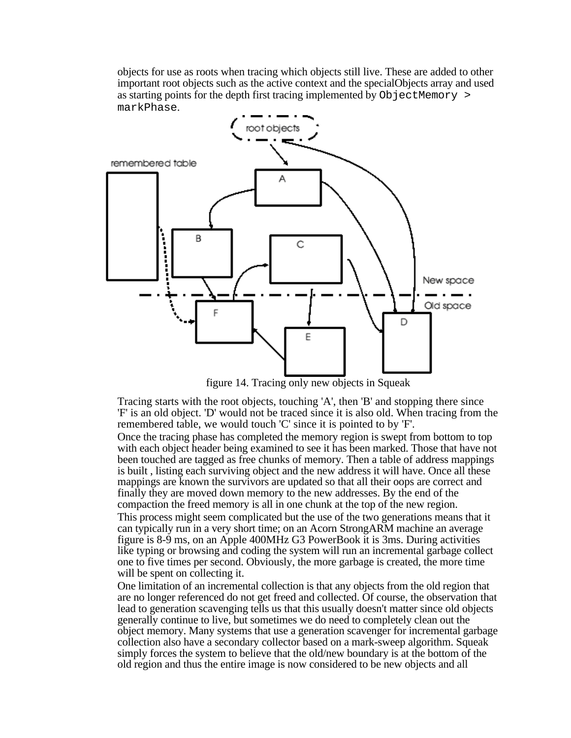objects for use as roots when tracing which objects still live. These are added to other important root objects such as the active context and the specialObjects array and used as starting points for the depth first tracing implemented by `ObjectMemory > markPhase`.

root objects

remembered table

A

B

C

New space

Old space

F

E

D

figure 14. Tracing only new objects in Squeak

Tracing starts with the root objects, touching 'A', then 'B' and stopping there since 'F' is an old object. 'D' would not be traced since it is also old. When tracing from the remembered table, we would touch 'C' since it is pointed to by 'F'.

Once the tracing phase has completed the memory region is swept from bottom to top with each object header being examined to see it has been marked. Those that have not been touched are tagged as free chunks of memory. Then a table of address mappings is built , listing each surviving object and the new address it will have. Once all these mappings are known the survivors are updated so that all their oops are correct and finally they are moved down memory to the new addresses. By the end of the compaction the freed memory is all in one chunk at the top of the new region.

This process might seem complicated but the use of the two generations means that it can typically run in a very short time; on an Acorn StrongARM machine an average figure is 8-9 ms, on an Apple 400MHz G3 PowerBook it is 3ms. During activities like typing or browsing and coding the system will run an incremental garbage collect one to five times per second. Obviously, the more garbage is created, the more time will be spent on collecting it.

One limitation of an incremental collection is that any objects from the old region that are no longer referenced do not get freed and collected. Of course, the observation that lead to generation scavenging tells us that this usually doesn't matter since old objects generally continue to live, but sometimes we do need to completely clean out the object memory. Many systems that use a generation scavenger for incremental garbage collection also have a secondary collector based on a mark-sweep algorithm. Squeak simply forces the system to believe that the old/new boundary is at the bottom of the old region and thus the entire image is now considered to be new objects and all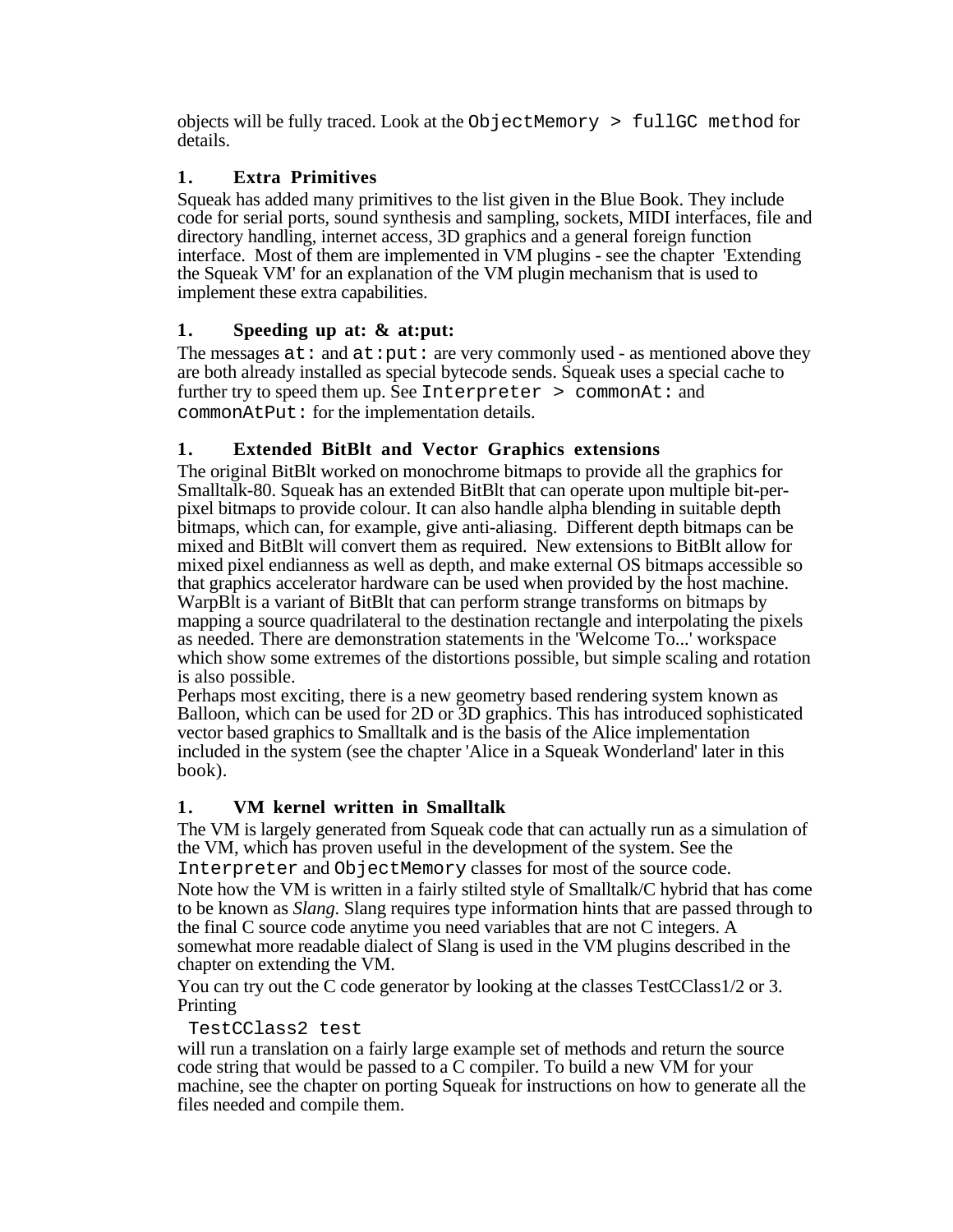objects will be fully traced. Look at the `ObjectMemory > fullGC method` for details.

### 1. Extra Primitives

Squeak has added many primitives to the list given in the Blue Book. They include code for serial ports, sound synthesis and sampling, sockets, MIDI interfaces, file and directory handling, internet access, 3D graphics and a general foreign function interface. Most of them are implemented in VM plugins - see the chapter 'Extending the Squeak VM' for an explanation of the VM plugin mechanism that is used to implement these extra capabilities.

### 1. Speeding up at: & at:put:

The messages `at:` and `at:put:` are very commonly used - as mentioned above they are both already installed as special bytecode sends. Squeak uses a special cache to further try to speed them up. See `Interpreter > commonAt:` and `commonAtPut:` for the implementation details.

### 1. Extended BitBlt and Vector Graphics extensions

The original BitBlt worked on monochrome bitmaps to provide all the graphics for Smalltalk-80. Squeak has an extended BitBlt that can operate upon multiple bit-per-pixel bitmaps to provide colour. It can also handle alpha blending in suitable depth bitmaps, which can, for example, give anti-aliasing. Different depth bitmaps can be mixed and BitBlt will convert them as required. New extensions to BitBlt allow for mixed pixel endianness as well as depth, and make external OS bitmaps accessible so that graphics accelerator hardware can be used when provided by the host machine. WarpBlt is a variant of BitBlt that can perform strange transforms on bitmaps by mapping a source quadrilateral to the destination rectangle and interpolating the pixels as needed. There are demonstration statements in the 'Welcome To...' workspace which show some extremes of the distortions possible, but simple scaling and rotation is also possible.

Perhaps most exciting, there is a new geometry based rendering system known as Balloon, which can be used for 2D or 3D graphics. This has introduced sophisticated vector based graphics to Smalltalk and is the basis of the Alice implementation included in the system (see the chapter 'Alice in a Squeak Wonderland' later in this book).

### 1. VM kernel written in Smalltalk

The VM is largely generated from Squeak code that can actually run as a simulation of the VM, which has proven useful in the development of the system. See the `Interpreter` and `ObjectMemory` classes for most of the source code.

Note how the VM is written in a fairly stilted style of Smalltalk/C hybrid that has come to be known as *Slang*. Slang requires type information hints that are passed through to the final C source code anytime you need variables that are not C integers. A somewhat more readable dialect of Slang is used in the VM plugins described in the chapter on extending the VM.

You can try out the C code generator by looking at the classes TestCClass1/2 or 3. Printing

```
TestCClass2 test
```

will run a translation on a fairly large example set of methods and return the source code string that would be passed to a C compiler. To build a new VM for your machine, see the chapter on porting Squeak for instructions on how to generate all the files needed and compile them.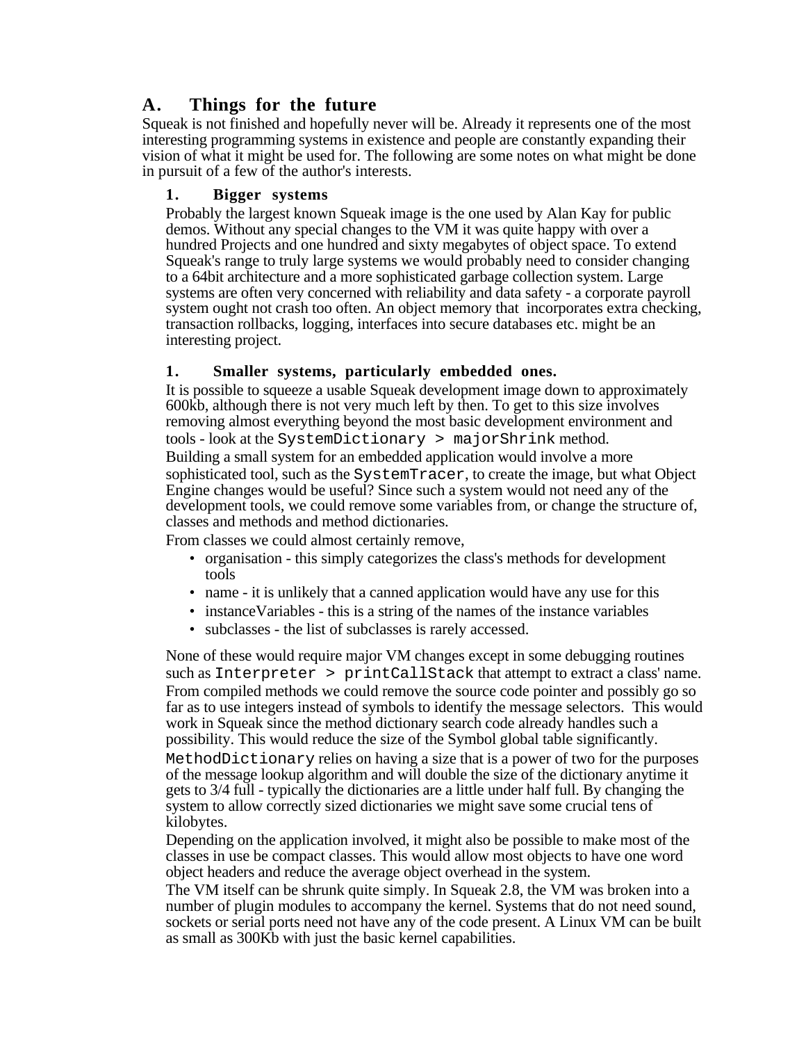## A. Things for the future

Squeak is not finished and hopefully never will be. Already it represents one of the most interesting programming systems in existence and people are constantly expanding their vision of what it might be used for. The following are some notes on what might be done in pursuit of a few of the author's interests.

### 1. Bigger systems

Probably the largest known Squeak image is the one used by Alan Kay for public demos. Without any special changes to the VM it was quite happy with over a hundred Projects and one hundred and sixty megabytes of object space. To extend Squeak's range to truly large systems we would probably need to consider changing to a 64bit architecture and a more sophisticated garbage collection system. Large systems are often very concerned with reliability and data safety - a corporate payroll system ought not crash too often. An object memory that incorporates extra checking, transaction rollbacks, logging, interfaces into secure databases etc. might be an interesting project.

### 1. Smaller systems, particularly embedded ones.

It is possible to squeeze a usable Squeak development image down to approximately 600kb, although there is not very much left by then. To get to this size involves removing almost everything beyond the most basic development environment and tools - look at the `SystemDictionary > majorShrink` method.

Building a small system for an embedded application would involve a more sophisticated tool, such as the `SystemTracer`, to create the image, but what Object Engine changes would be useful? Since such a system would not need any of the development tools, we could remove some variables from, or change the structure of, classes and methods and method dictionaries.

From classes we could almost certainly remove,

- organisation - this simply categorizes the class's methods for development tools
- name - it is unlikely that a canned application would have any use for this
- instanceVariables - this is a string of the names of the instance variables
- subclasses - the list of subclasses is rarely accessed.

None of these would require major VM changes except in some debugging routines such as `Interpreter > printCallStack` that attempt to extract a class' name.

From compiled methods we could remove the source code pointer and possibly go so far as to use integers instead of symbols to identify the message selectors. This would work in Squeak since the method dictionary search code already handles such a possibility. This would reduce the size of the Symbol global table significantly.

`MethodDictionary` relies on having a size that is a power of two for the purposes of the message lookup algorithm and will double the size of the dictionary anytime it gets to 3/4 full - typically the dictionaries are a little under half full. By changing the system to allow correctly sized dictionaries we might save some crucial tens of kilobytes.

Depending on the application involved, it might also be possible to make most of the classes in use be compact classes. This would allow most objects to have one word object headers and reduce the average object overhead in the system.

The VM itself can be shrunk quite simply. In Squeak 2.8, the VM was broken into a number of plugin modules to accompany the kernel. Systems that do not need sound, sockets or serial ports need not have any of the code present. A Linux VM can be built as small as 300Kb with just the basic kernel capabilities.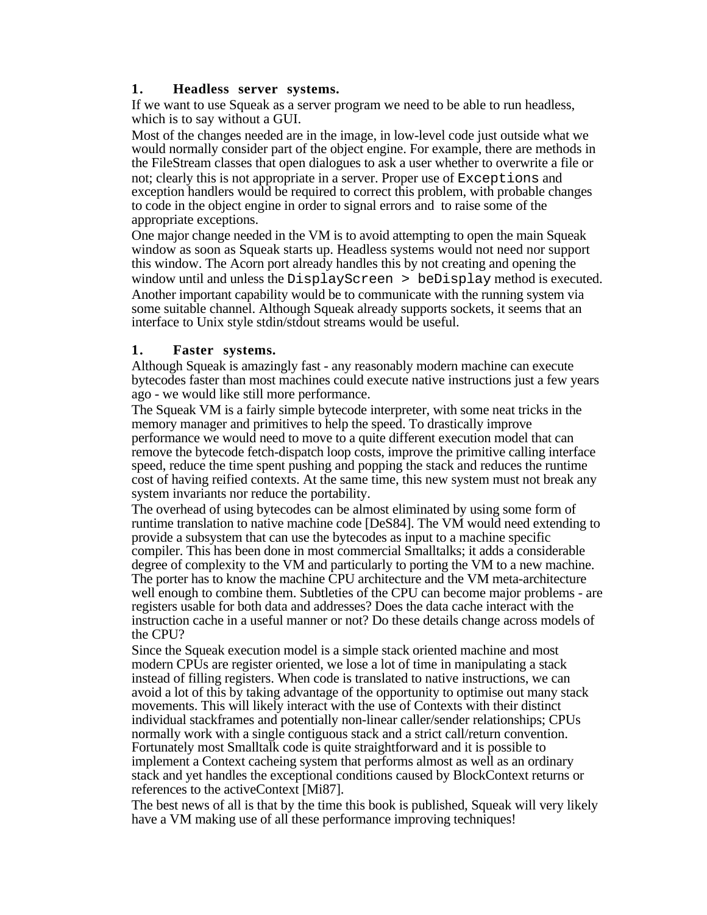### 1. Headless server systems.

If we want to use Squeak as a server program we need to be able to run headless, which is to say without a GUI.

Most of the changes needed are in the image, in low-level code just outside what we would normally consider part of the object engine. For example, there are methods in the FileStream classes that open dialogues to ask a user whether to overwrite a file or not; clearly this is not appropriate in a server. Proper use of `Exceptions` and exception handlers would be required to correct this problem, with probable changes to code in the object engine in order to signal errors and to raise some of the appropriate exceptions.

One major change needed in the VM is to avoid attempting to open the main Squeak window as soon as Squeak starts up. Headless systems would not need nor support this window. The Acorn port already handles this by not creating and opening the window until and unless the `DisplayScreen > beDisplay` method is executed.

Another important capability would be to communicate with the running system via some suitable channel. Although Squeak already supports sockets, it seems that an interface to Unix style stdin/stdout streams would be useful.

### 1. Faster systems.

Although Squeak is amazingly fast - any reasonably modern machine can execute bytecodes faster than most machines could execute native instructions just a few years ago - we would like still more performance.

The Squeak VM is a fairly simple bytecode interpreter, with some neat tricks in the memory manager and primitives to help the speed. To drastically improve performance we would need to move to a quite different execution model that can remove the bytecode fetch-dispatch loop costs, improve the primitive calling interface speed, reduce the time spent pushing and popping the stack and reduces the runtime cost of having reified contexts. At the same time, this new system must not break any system invariants nor reduce the portability.

The overhead of using bytecodes can be almost eliminated by using some form of runtime translation to native machine code [DeS84]. The VM would need extending to provide a subsystem that can use the bytecodes as input to a machine specific compiler. This has been done in most commercial Smalltalks; it adds a considerable degree of complexity to the VM and particularly to porting the VM to a new machine. The porter has to know the machine CPU architecture and the VM meta-architecture well enough to combine them. Subtleties of the CPU can become major problems - are registers usable for both data and addresses? Does the data cache interact with the instruction cache in a useful manner or not? Do these details change across models of the CPU?

Since the Squeak execution model is a simple stack oriented machine and most modern CPUs are register oriented, we lose a lot of time in manipulating a stack instead of filling registers. When code is translated to native instructions, we can avoid a lot of this by taking advantage of the opportunity to optimise out many stack movements. This will likely interact with the use of Contexts with their distinct individual stackframes and potentially non-linear caller/sender relationships; CPUs normally work with a single contiguous stack and a strict call/return convention. Fortunately most Smalltalk code is quite straightforward and it is possible to implement a Context cacheing system that performs almost as well as an ordinary stack and yet handles the exceptional conditions caused by BlockContext returns or references to the activeContext [Mi87].

The best news of all is that by the time this book is published, Squeak will very likely have a VM making use of all these performance improving techniques!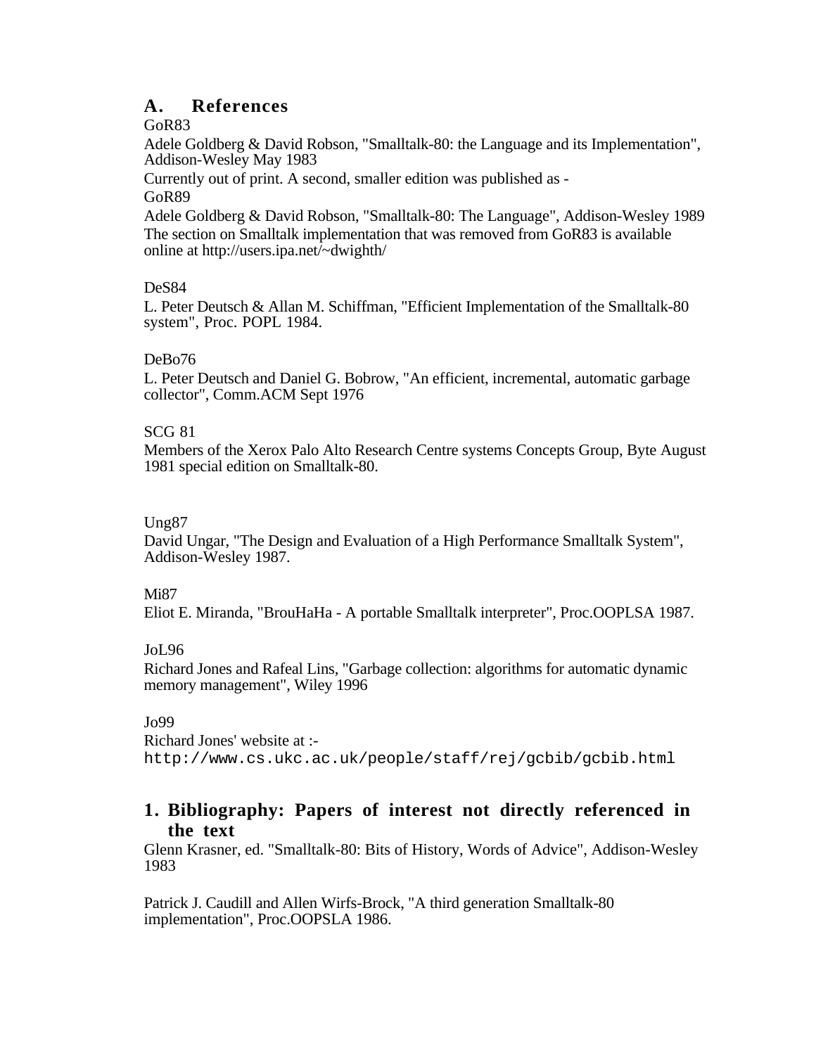## A. References

GoR83

Adele Goldberg & David Robson, "Smalltalk-80: the Language and its Implementation", Addison-Wesley May 1983

Currently out of print. A second, smaller edition was published as -

GoR89

Adele Goldberg & David Robson, "Smalltalk-80: The Language", Addison-Wesley 1989
The section on Smalltalk implementation that was removed from GoR83 is available online at http://users.ipa.net/~dwighth/

DeS84

L. Peter Deutsch & Allan M. Schiffman, "Efficient Implementation of the Smalltalk-80 system", Proc. POPL 1984.

DeBo76

L. Peter Deutsch and Daniel G. Bobrow, "An efficient, incremental, automatic garbage collector", Comm.ACM Sept 1976

SCG 81

Members of the Xerox Palo Alto Research Centre systems Concepts Group, Byte August 1981 special edition on Smalltalk-80.

Ung87

David Ungar, "The Design and Evaluation of a High Performance Smalltalk System", Addison-Wesley 1987.

Mi87

Eliot E. Miranda, "BrouHaHa - A portable Smalltalk interpreter", Proc.OOPLSA 1987.

JoL96

Richard Jones and Rafeal Lins, "Garbage collection: algorithms for automatic dynamic memory management", Wiley 1996

Jo99

Richard Jones' website at :-
`http://www.cs.ukc.ac.uk/people/staff/rej/gcbib/gcbib.html`

### 1. Bibliography: Papers of interest not directly referenced in the text

Glenn Krasner, ed. "Smalltalk-80: Bits of History, Words of Advice", Addison-Wesley 1983

Patrick J. Caudill and Allen Wirfs-Brock, "A third generation Smalltalk-80 implementation", Proc.OOPSLA 1986.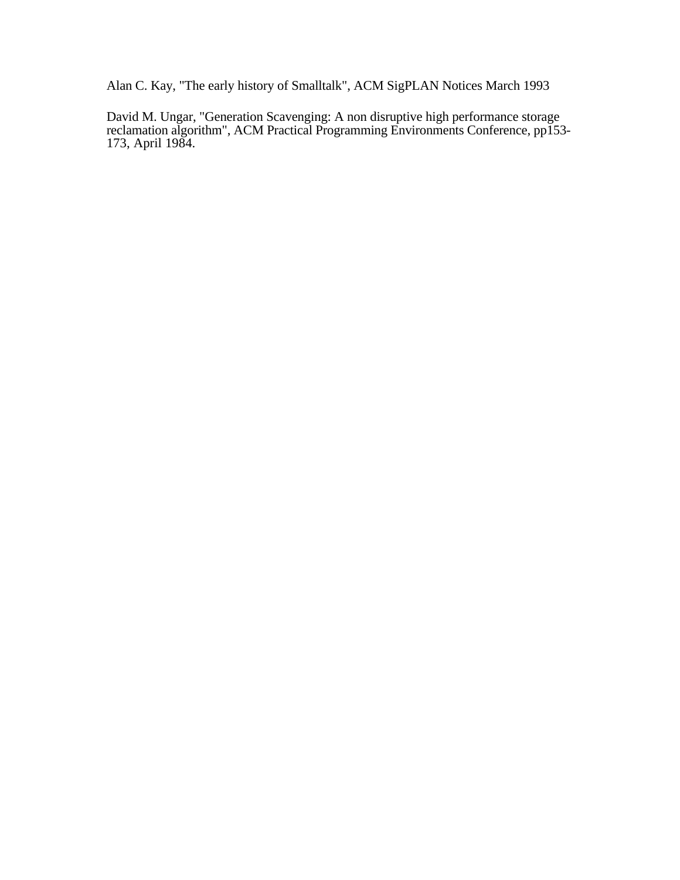Alan C. Kay, "The early history of Smalltalk", ACM SigPLAN Notices March 1993

David M. Ungar, "Generation Scavenging: A non disruptive high performance storage reclamation algorithm", ACM Practical Programming Environments Conference, pp153-173, April 1984.